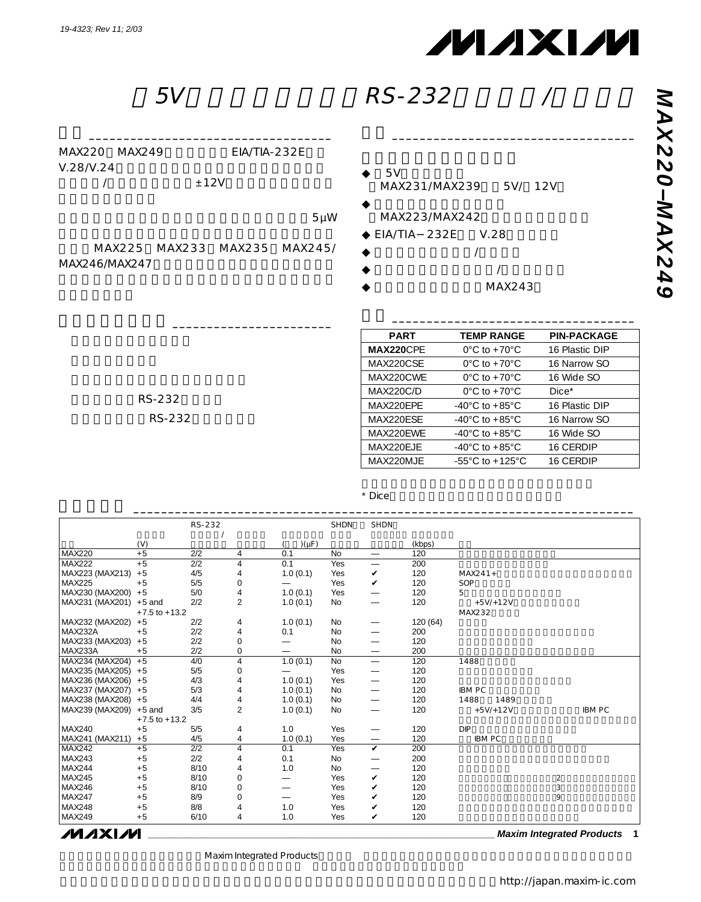# 5V RS-232 /

MAX220–MAX249

##

MAX220 MAX249 EIA/TIA-232E
V.28/V.24
/ ±12V

5μW

MAX225 MAX233 MAX235 MAX245/
MAX246/MAX247

##

RS-232

RS-232

##

◆ 5V
(MAX231/MAX239 5V/ 12V)

◆
(MAX223/MAX242

◆ EIA/TIA−232E V.28

◆ /

◆ /

◆ MAX243

##

| PART | TEMP RANGE | PIN-PACKAGE |
|---|---|---|
| **MAX220**CPE | 0°C to +70°C | 16 Plastic DIP |
| MAX220CSE | 0°C to +70°C | 16 Narrow SO |
| MAX220CWE | 0°C to +70°C | 16 Wide SO |
| MAX220C/D | 0°C to +70°C | Dice* |
| MAX220EPE | -40°C to +85°C | 16 Plastic DIP |
| MAX220ESE | -40°C to +85°C | 16 Narrow SO |
| MAX220EWE | -40°C to +85°C | 16 Wide SO |
| MAX220EJE | -40°C to +85°C | 16 CERDIP |
| MAX220MJE | -55°C to +125°C | 16 CERDIP |

\* Dice

##

| | (V) | RS-232 / | | ( )(μF) | SHDN | SHDN | (kbps) | |
|---|---|---|---|---|---|---|---|---|
| MAX220 | +5 | 2/2 | 4 | 0.1 | No | — | 120 | |
| MAX222 | +5 | 2/2 | 4 | 0.1 | Yes | — | 200 | |
| MAX223 (MAX213) | +5 | 4/5 | 4 | 1.0 (0.1) | Yes | ✔ | 120 | MAX241+ |
| MAX225 | +5 | 5/5 | 0 | — | Yes | ✔ | 120 | SOP |
| MAX230 (MAX200) | +5 | 5/0 | 4 | 1.0 (0.1) | Yes | — | 120 | 5 |
| MAX231 (MAX201) | +5 and +7.5 to +13.2 | 2/2 | 2 | 1.0 (0.1) | No | — | 120 | +5V/+12V MAX232 |
| MAX232 (MAX202) | +5 | 2/2 | 4 | 1.0 (0.1) | No | — | 120 (64) | |
| MAX232A | +5 | 2/2 | 4 | 0.1 | No | — | 200 | |
| MAX233 (MAX203) | +5 | 2/2 | 0 | — | No | — | 120 | |
| MAX233A | +5 | 2/2 | 0 | — | No | — | 200 | |
| MAX234 (MAX204) | +5 | 4/0 | 4 | 1.0 (0.1) | No | — | 120 | 1488 |
| MAX235 (MAX205) | +5 | 5/5 | 0 | — | Yes | — | 120 | |
| MAX236 (MAX206) | +5 | 4/3 | 4 | 1.0 (0.1) | Yes | — | 120 | |
| MAX237 (MAX207) | +5 | 5/3 | 4 | 1.0 (0.1) | No | — | 120 | IBM PC |
| MAX238 (MAX208) | +5 | 4/4 | 4 | 1.0 (0.1) | No | — | 120 | 1488 1489 |
| MAX239 (MAX209) | +5 and +7.5 to +13.2 | 3/5 | 2 | 1.0 (0.1) | No | — | 120 | +5V/+12V IBM PC |
| MAX240 | +5 | 5/5 | 4 | 1.0 | Yes | — | 120 | DIP |
| MAX241 (MAX211) | +5 | 4/5 | 4 | 1.0 (0.1) | Yes | — | 120 | IBM PC |
| MAX242 | +5 | 2/2 | 4 | 0.1 | Yes | ✔ | 200 | |
| MAX243 | +5 | 2/2 | 4 | 0.1 | No | — | 200 | |
| MAX244 | +5 | 8/10 | 4 | 1.0 | No | — | 120 | |
| MAX245 | +5 | 8/10 | 0 | — | Yes | ✔ | 120 | 2 |
| MAX246 | +5 | 8/10 | 0 | — | Yes | ✔ | 120 | 3 |
| MAX247 | +5 | 8/9 | 0 | — | Yes | ✔ | 120 | 9 |
| MAX248 | +5 | 8/8 | 4 | 1.0 | Yes | ✔ | 120 | |
| MAX249 | +5 | 6/10 | 4 | 1.0 | Yes | ✔ | 120 | |

Maxim Integrated Products

http://japan.maxim-ic.com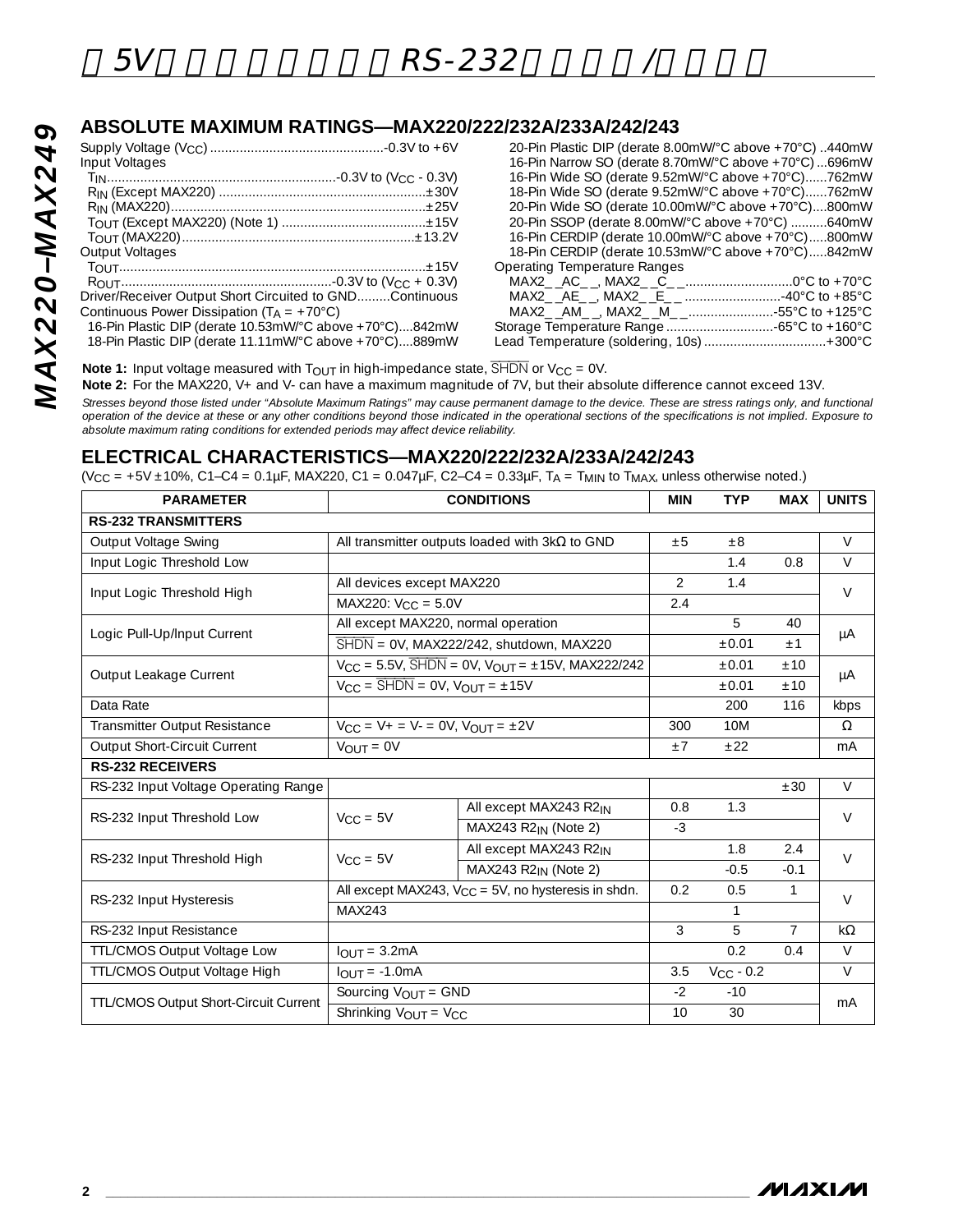## ABSOLUTE MAXIMUM RATINGS—MAX220/222/232A/233A/242/243

Supply Voltage ($V_{CC}$) .............................................-0.3V to +6V
Input Voltages
  $T_{IN}$..............................................................-0.3V to ($V_{CC}$ - 0.3V)
  $R_{IN}$ (Except MAX220) .......................................................±30V
  $R_{IN}$ (MAX220)...................................................................±25V
  $T_{OUT}$ (Except MAX220) (Note 1) .......................................±15V
  $T_{OUT}$ (MAX220).............................................................±13.2V
Output Voltages
  $T_{OUT}$.................................................................................±15V
  $R_{OUT}$.........................................................-0.3V to ($V_{CC}$ + 0.3V)
Driver/Receiver Output Short Circuited to GND.........Continuous
Continuous Power Dissipation ($T_A$ = +70°C)
  16-Pin Plastic DIP (derate 10.53mW/°C above +70°C)....842mW
  18-Pin Plastic DIP (derate 11.11mW/°C above +70°C)....889mW
  20-Pin Plastic DIP (derate 8.00mW/°C above +70°C) ..440mW
  16-Pin Narrow SO (derate 8.70mW/°C above +70°C) ...696mW
  16-Pin Wide SO (derate 9.52mW/°C above +70°C)......762mW
  18-Pin Wide SO (derate 9.52mW/°C above +70°C)......762mW
  20-Pin Wide SO (derate 10.00mW/°C above +70°C)....800mW
  20-Pin SSOP (derate 8.00mW/°C above +70°C) ..........640mW
  16-Pin CERDIP (derate 10.00mW/°C above +70°C).....800mW
  18-Pin CERDIP (derate 10.53mW/°C above +70°C).....842mW
Operating Temperature Ranges
  MAX2_ _AC_ _, MAX2_ _C_ _.............................0°C to +70°C
  MAX2_ _AE_ _, MAX2_ _E_ _ ..........................-40°C to +85°C
  MAX2_ _AM_ _, MAX2_ _M_ _.......................-55°C to +125°C
Storage Temperature Range .............................-65°C to +160°C
Lead Temperature (soldering, 10s) .................................+300°C

**Note 1:** Input voltage measured with $T_{OUT}$ in high-impedance state, $\overline{SHDN}$ or $V_{CC}$ = 0V.

**Note 2:** For the MAX220, V+ and V- can have a maximum magnitude of 7V, but their absolute difference cannot exceed 13V.

*Stresses beyond those listed under "Absolute Maximum Ratings" may cause permanent damage to the device. These are stress ratings only, and functional operation of the device at these or any other conditions beyond those indicated in the operational sections of the specifications is not implied. Exposure to absolute maximum rating conditions for extended periods may affect device reliability.*

## ELECTRICAL CHARACTERISTICS—MAX220/222/232A/233A/242/243

($V_{CC}$ = +5V ±10%, C1–C4 = 0.1µF, MAX220, C1 = 0.047µF, C2–C4 = 0.33µF, $T_A$ = $T_{MIN}$ to $T_{MAX}$, unless otherwise noted.)

| PARAMETER | CONDITIONS | | MIN | TYP | MAX | UNITS |
|---|---|---|---|---|---|---|
| **RS-232 TRANSMITTERS** | | | | | | |
| Output Voltage Swing | All transmitter outputs loaded with 3kΩ to GND | | ±5 | ±8 | | V |
| Input Logic Threshold Low | | | | 1.4 | 0.8 | V |
| Input Logic Threshold High | All devices except MAX220 | | 2 | 1.4 | | V |
| | MAX220: $V_{CC}$ = 5.0V | | 2.4 | | | |
| Logic Pull-Up/Input Current | All except MAX220, normal operation | | | 5 | 40 | µA |
| | $\overline{SHDN}$ = 0V, MAX222/242, shutdown, MAX220 | | | ±0.01 | ±1 | |
| Output Leakage Current | $V_{CC}$ = 5.5V, $\overline{SHDN}$ = 0V, $V_{OUT}$ = ±15V, MAX222/242 | | | ±0.01 | ±10 | µA |
| | $V_{CC}$ = $\overline{SHDN}$ = 0V, $V_{OUT}$ = ±15V | | | ±0.01 | ±10 | |
| Data Rate | | | | 200 | 116 | kbps |
| Transmitter Output Resistance | $V_{CC}$ = V+ = V- = 0V, $V_{OUT}$ = ±2V | | 300 | 10M | | Ω |
| Output Short-Circuit Current | $V_{OUT}$ = 0V | | ±7 | ±22 | | mA |
| **RS-232 RECEIVERS** | | | | | | |
| RS-232 Input Voltage Operating Range | | | | | ±30 | V |
| RS-232 Input Threshold Low | $V_{CC}$ = 5V | All except MAX243 $R2_{IN}$ | 0.8 | 1.3 | | V |
| | | MAX243 $R2_{IN}$ (Note 2) | -3 | | | |
| RS-232 Input Threshold High | $V_{CC}$ = 5V | All except MAX243 $R2_{IN}$ | | 1.8 | 2.4 | V |
| | | MAX243 $R2_{IN}$ (Note 2) | | -0.5 | -0.1 | |
| RS-232 Input Hysteresis | All except MAX243, $V_{CC}$ = 5V, no hysteresis in shdn. | | 0.2 | 0.5 | 1 | V |
| | MAX243 | | | 1 | | |
| RS-232 Input Resistance | | | 3 | 5 | 7 | kΩ |
| TTL/CMOS Output Voltage Low | $I_{OUT}$ = 3.2mA | | | 0.2 | 0.4 | V |
| TTL/CMOS Output Voltage High | $I_{OUT}$ = -1.0mA | | 3.5 | $V_{CC}$ - 0.2 | | V |
| TTL/CMOS Output Short-Circuit Current | Sourcing $V_{OUT}$ = GND | | -2 | -10 | | mA |
| | Shrinking $V_{OUT}$ = $V_{CC}$ | | 10 | 30 | | |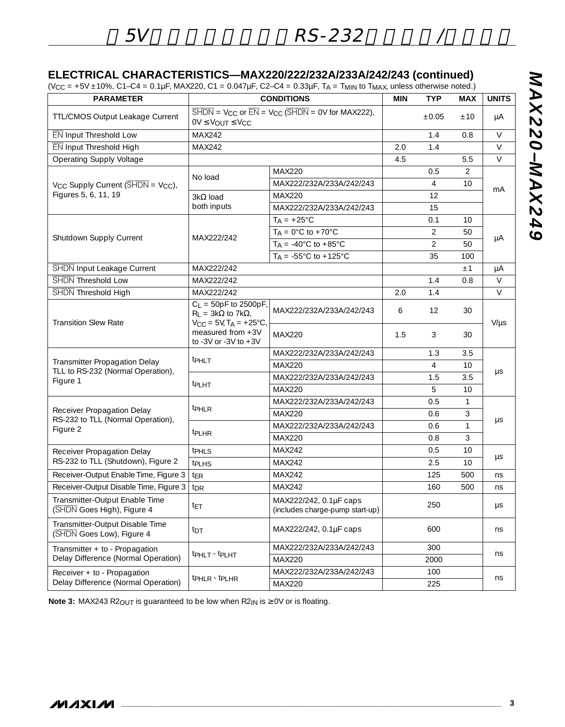## ELECTRICAL CHARACTERISTICS—MAX220/222/232A/233A/242/243 (continued)

($V_{CC}$ = +5V ±10%, C1–C4 = 0.1µF, MAX220, C1 = 0.047µF, C2–C4 = 0.33µF, $T_A$ = $T_{MIN}$ to $T_{MAX}$, unless otherwise noted.)

| PARAMETER | CONDITIONS | | MIN | TYP | MAX | UNITS |
|---|---|---|---|---|---|---|
| TTL/CMOS Output Leakage Current | $\overline{SHDN}$ = $V_{CC}$ or $\overline{EN}$ = $V_{CC}$ ($\overline{SHDN}$ = 0V for MAX222), 0V ≤ $V_{OUT}$ ≤ $V_{CC}$ | | | ±0.05 | ±10 | µA |
| $\overline{EN}$ Input Threshold Low | MAX242 | | | 1.4 | 0.8 | V |
| $\overline{EN}$ Input Threshold High | MAX242 | | 2.0 | 1.4 | | V |
| Operating Supply Voltage | | | 4.5 | | 5.5 | V |
| $V_{CC}$ Supply Current ($\overline{SHDN}$ = $V_{CC}$), Figures 5, 6, 11, 19 | No load | MAX220 | | 0.5 | 2 | mA |
| | | MAX222/232A/233A/242/243 | | 4 | 10 | |
| | 3kΩ load both inputs | MAX220 | | 12 | | |
| | | MAX222/232A/233A/242/243 | | 15 | | |
| Shutdown Supply Current | MAX222/242 | $T_A$ = +25°C | | 0.1 | 10 | µA |
| | | $T_A$ = 0°C to +70°C | | 2 | 50 | |
| | | $T_A$ = -40°C to +85°C | | 2 | 50 | |
| | | $T_A$ = -55°C to +125°C | | 35 | 100 | |
| $\overline{SHDN}$ Input Leakage Current | MAX222/242 | | | | ±1 | µA |
| $\overline{SHDN}$ Threshold Low | MAX222/242 | | | 1.4 | 0.8 | V |
| $\overline{SHDN}$ Threshold High | MAX222/242 | | 2.0 | 1.4 | | V |
| Transition Slew Rate | $C_L$ = 50pF to 2500pF, $R_L$ = 3kΩ to 7kΩ, $V_{CC}$ = 5V, $T_A$ = +25°C, measured from +3V to -3V or -3V to +3V | MAX222/232A/233A/242/243 | 6 | 12 | 30 | V/µs |
| | | MAX220 | 1.5 | 3 | 30 | |
| Transmitter Propagation Delay TLL to RS-232 (Normal Operation), Figure 1 | $t_{PHLT}$ | MAX222/232A/233A/242/243 | | 1.3 | 3.5 | µs |
| | | MAX220 | | 4 | 10 | |
| | $t_{PLHT}$ | MAX222/232A/233A/242/243 | | 1.5 | 3.5 | |
| | | MAX220 | | 5 | 10 | |
| Receiver Propagation Delay RS-232 to TLL (Normal Operation), Figure 2 | $t_{PHLR}$ | MAX222/232A/233A/242/243 | | 0.5 | 1 | µs |
| | | MAX220 | | 0.6 | 3 | |
| | $t_{PLHR}$ | MAX222/232A/233A/242/243 | | 0.6 | 1 | |
| | | MAX220 | | 0.8 | 3 | |
| Receiver Propagation Delay RS-232 to TLL (Shutdown), Figure 2 | $t_{PHLS}$ | MAX242 | | 0.5 | 10 | µs |
| | $t_{PLHS}$ | MAX242 | | 2.5 | 10 | |
| Receiver-Output Enable Time, Figure 3 | $t_{ER}$ | MAX242 | | 125 | 500 | ns |
| Receiver-Output Disable Time, Figure 3 | $t_{DR}$ | MAX242 | | 160 | 500 | ns |
| Transmitter-Output Enable Time ($\overline{SHDN}$ Goes High), Figure 4 | $t_{ET}$ | MAX222/242, 0.1µF caps (includes charge-pump start-up) | | 250 | | µs |
| Transmitter-Output Disable Time ($\overline{SHDN}$ Goes Low), Figure 4 | $t_{DT}$ | MAX222/242, 0.1µF caps | | 600 | | ns |
| Transmitter + to - Propagation Delay Difference (Normal Operation) | $t_{PHLT}$ - $t_{PLHT}$ | MAX222/232A/233A/242/243 | | 300 | | ns |
| | | MAX220 | | 2000 | | |
| Receiver + to - Propagation Delay Difference (Normal Operation) | $t_{PHLR}$ - $t_{PLHR}$ | MAX222/232A/233A/242/243 | | 100 | | ns |
| | | MAX220 | | 225 | | |

**Note 3:** MAX243 $R2_{OUT}$ is guaranteed to be low when $R2_{IN}$ is ≥ 0V or is floating.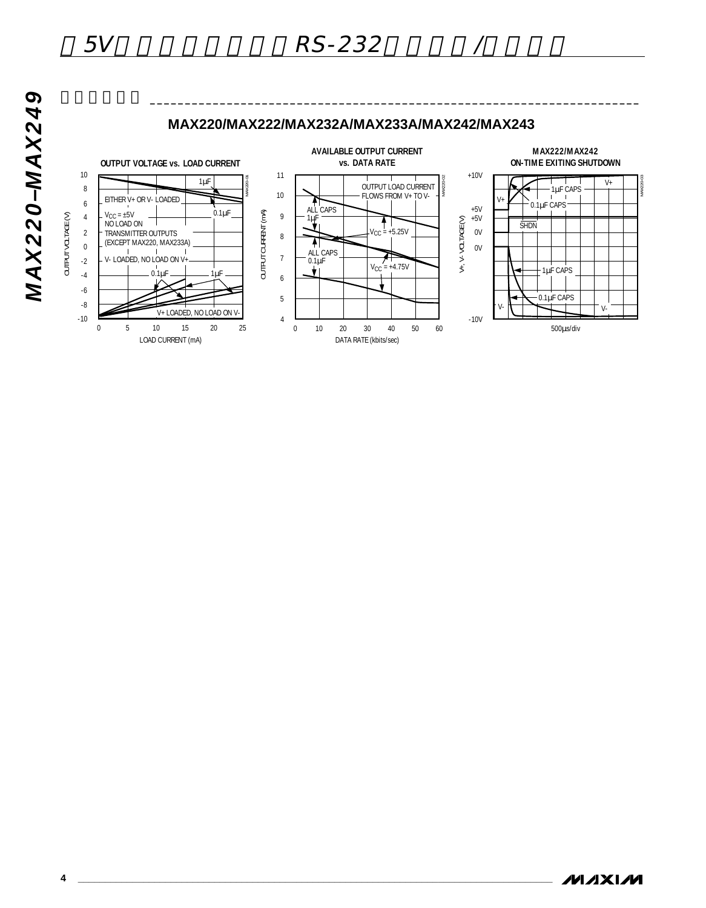## 典型工作特性

### MAX220/MAX222/MAX232A/MAX233A/MAX242/MAX243

**OUTPUT VOLTAGE vs. LOAD CURRENT**

OUTPUT VOLTAGE (V): 10, 8, 6, 4, 2, 0, -2, -4, -6, -8, -10

LOAD CURRENT (mA): 0, 5, 10, 15, 20, 25

1μF

0.1μF

EITHER V+ OR V- LOADED

$V_{CC}$ = ±5V
NO LOAD ON
TRANSMITTER OUTPUTS
(EXCEPT MAX220, MAX233A)

V- LOADED, NO LOAD ON V+

0.1μF

1μF

V+ LOADED, NO LOAD ON V-

MAX220-01

**AVAILABLE OUTPUT CURRENT vs. DATA RATE**

OUTPUT CURRENT (mA): 11, 10, 9, 8, 7, 6, 5, 4

DATA RATE (kbits/sec): 0, 10, 20, 30, 40, 50, 60

OUTPUT LOAD CURRENT FLOWS FROM V+ TO V-

ALL CAPS 1μF

$V_{CC}$ = +5.25V

ALL CAPS 0.1μF

$V_{CC}$ = +4.75V

MAX220-02

**MAX222/MAX242 ON-TIME EXITING SHUTDOWN**

V+, V- VOLTAGE (V): +10V, +5V, +5V, 0V, 0V, -10V

500μs/div

V+

1μF CAPS

V+

0.1μF CAPS

SHDN

1μF CAPS

0.1μF CAPS

V-

V-

MAX220-03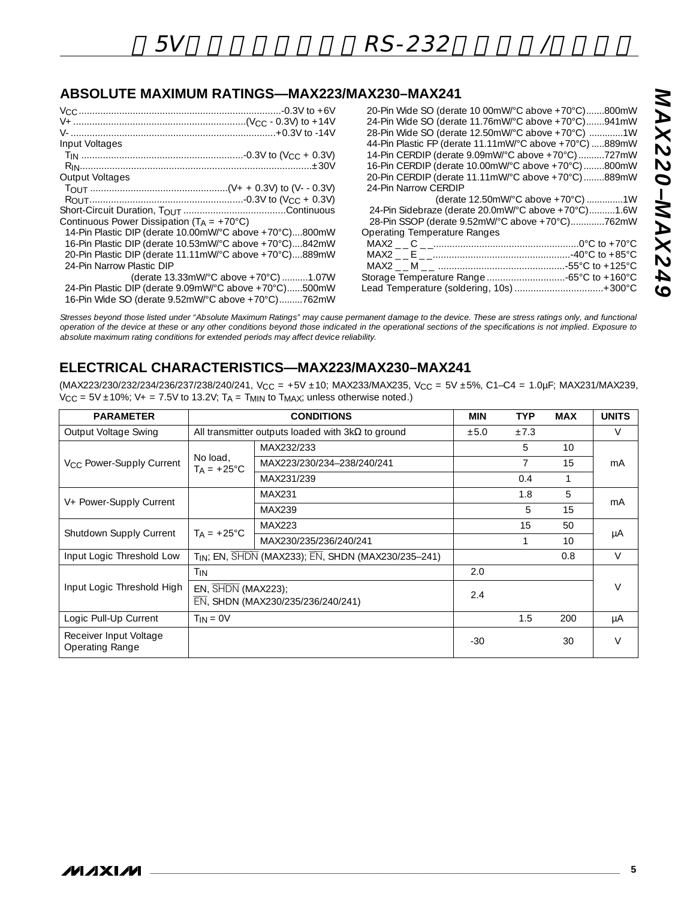## ABSOLUTE MAXIMUM RATINGS—MAX223/MAX230–MAX241

$V_{CC}$ ........................................ -0.3V to +6V
V+ ........................................ ($V_{CC}$ - 0.3V) to +14V
V- ........................................ +0.3V to -14V
Input Voltages
  $T_{IN}$ ........................................ -0.3V to ($V_{CC}$ + 0.3V)
  $R_{IN}$ ........................................ ±30V
Output Voltages
  $T_{OUT}$ ........................................ (V+ + 0.3V) to (V- - 0.3V)
  $R_{OUT}$ ........................................ -0.3V to ($V_{CC}$ + 0.3V)
Short-Circuit Duration, $T_{OUT}$ ........................................ Continuous
Continuous Power Dissipation ($T_A$ = +70°C)
  14-Pin Plastic DIP (derate 10.00mW/°C above +70°C) .... 800mW
  16-Pin Plastic DIP (derate 10.53mW/°C above +70°C) .... 842mW
  20-Pin Plastic DIP (derate 11.11mW/°C above +70°C) .... 889mW
  24-Pin Narrow Plastic DIP
    (derate 13.33mW/°C above +70°C) .......... 1.07W
  24-Pin Plastic DIP (derate 9.09mW/°C above +70°C) ...... 500mW
  16-Pin Wide SO (derate 9.52mW/°C above +70°C) ......... 762mW
  20-Pin Wide SO (derate 10 00mW/°C above +70°C) ....... 800mW
  24-Pin Wide SO (derate 11.76mW/°C above +70°C) ....... 941mW
  28-Pin Wide SO (derate 12.50mW/°C above +70°C) ............. 1W
  44-Pin Plastic FP (derate 11.11mW/°C above +70°C) ..... 889mW
  14-Pin CERDIP (derate 9.09mW/°C above +70°C) .......... 727mW
  16-Pin CERDIP (derate 10.00mW/°C above +70°C) ........ 800mW
  20-Pin CERDIP (derate 11.11mW/°C above +70°C) ........ 889mW
  24-Pin Narrow CERDIP
    (derate 12.50mW/°C above +70°C) .............. 1W
  24-Pin Sidebraze (derate 20.0mW/°C above +70°C) .......... 1.6W
  28-Pin SSOP (derate 9.52mW/°C above +70°C) ............. 762mW
Operating Temperature Ranges
  MAX2 _ _ C _ _ ........................................ 0°C to +70°C
  MAX2 _ _ E _ _ ........................................ -40°C to +85°C
  MAX2 _ _ M _ _ ........................................ -55°C to +125°C
Storage Temperature Range ........................................ -65°C to +160°C
Lead Temperature (soldering, 10s) ........................................ +300°C

*Stresses beyond those listed under "Absolute Maximum Ratings" may cause permanent damage to the device. These are stress ratings only, and functional operation of the device at these or any other conditions beyond those indicated in the operational sections of the specifications is not implied. Exposure to absolute maximum rating conditions for extended periods may affect device reliability.*

## ELECTRICAL CHARACTERISTICS—MAX223/MAX230–MAX241

(MAX223/230/232/234/236/237/238/240/241, $V_{CC}$ = +5V ±10; MAX233/MAX235, $V_{CC}$ = 5V ±5%, C1–C4 = 1.0µF; MAX231/MAX239, $V_{CC}$ = 5V ±10%; V+ = 7.5V to 13.2V; $T_A$ = $T_{MIN}$ to $T_{MAX}$; unless otherwise noted.)

| PARAMETER | CONDITIONS | | MIN | TYP | MAX | UNITS |
|---|---|---|---|---|---|---|
| Output Voltage Swing | All transmitter outputs loaded with 3kΩ to ground | | ±5.0 | ±7.3 | | V |
| $V_{CC}$ Power-Supply Current | No load, $T_A$ = +25°C | MAX232/233 | | 5 | 10 | mA |
| | | MAX223/230/234–238/240/241 | | 7 | 15 | |
| | | MAX231/239 | | 0.4 | 1 | |
| V+ Power-Supply Current | | MAX231 | | 1.8 | 5 | mA |
| | | MAX239 | | 5 | 15 | |
| Shutdown Supply Current | $T_A$ = +25°C | MAX223 | | 15 | 50 | µA |
| | | MAX230/235/236/240/241 | | 1 | 10 | |
| Input Logic Threshold Low | $T_{IN}$; EN, $\overline{SHDN}$ (MAX233); $\overline{EN}$, SHDN (MAX230/235–241) | | | | 0.8 | V |
| Input Logic Threshold High | $T_{IN}$ | | 2.0 | | | V |
| | EN, $\overline{SHDN}$ (MAX223); $\overline{EN}$, SHDN (MAX230/235/236/240/241) | | 2.4 | | | |
| Logic Pull-Up Current | $T_{IN}$ = 0V | | | 1.5 | 200 | µA |
| Receiver Input Voltage Operating Range | | | -30 | | 30 | V |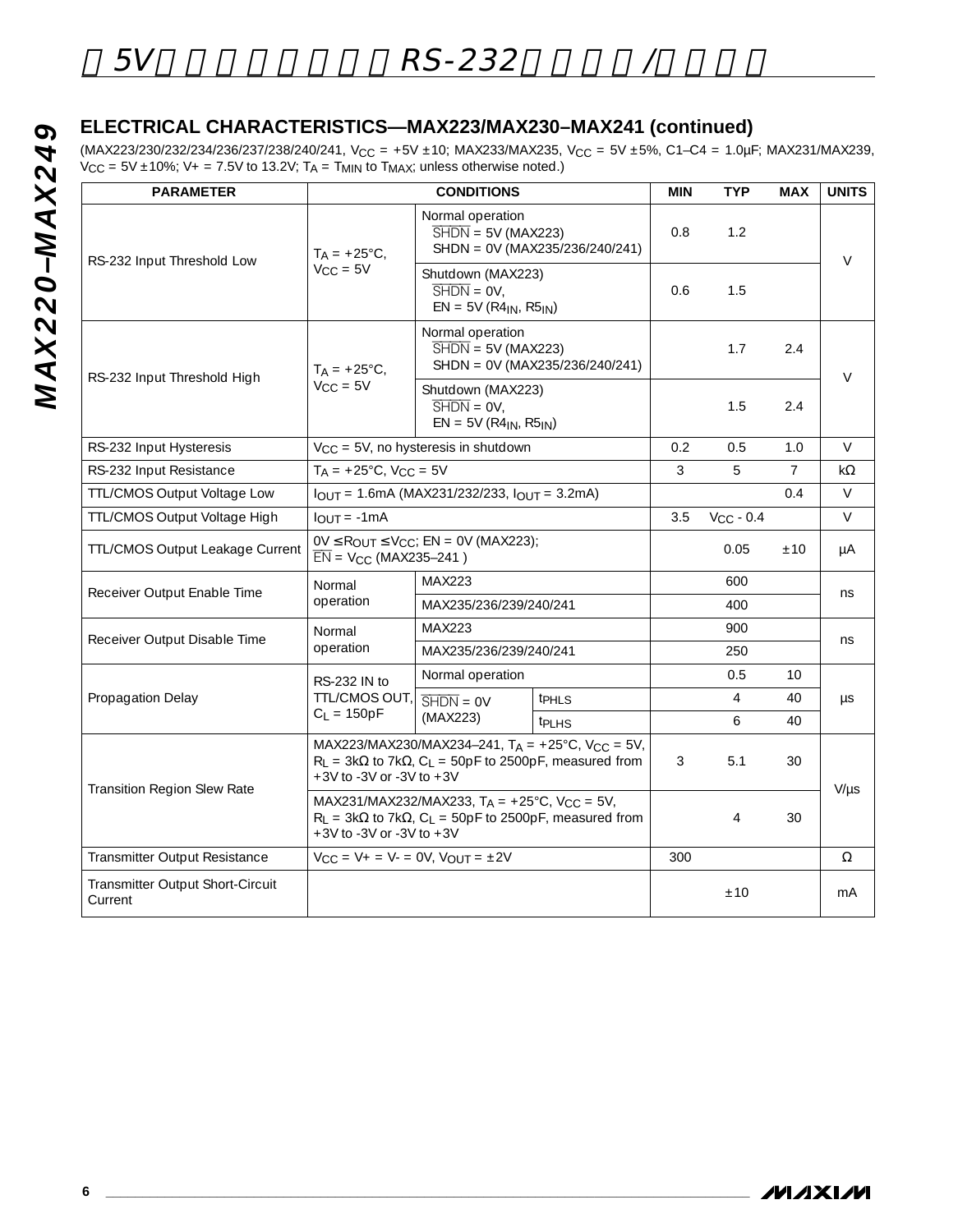## ELECTRICAL CHARACTERISTICS—MAX223/MAX230–MAX241 (continued)

(MAX223/230/232/234/236/237/238/240/241, $V_{CC}$ = +5V ±10; MAX233/MAX235, $V_{CC}$ = 5V ±5%, C1–C4 = 1.0µF; MAX231/MAX239, $V_{CC}$ = 5V ±10%; V+ = 7.5V to 13.2V; $T_A$ = $T_{MIN}$ to $T_{MAX}$; unless otherwise noted.)

| PARAMETER | CONDITIONS | | | MIN | TYP | MAX | UNITS |
|---|---|---|---|---|---|---|---|
| RS-232 Input Threshold Low | $T_A$ = +25°C, $V_{CC}$ = 5V | Normal operation $\overline{SHDN}$ = 5V (MAX223) SHDN = 0V (MAX235/236/240/241) | | 0.8 | 1.2 | | V |
| | | Shutdown (MAX223) $\overline{SHDN}$ = 0V, EN = 5V ($R4_{IN}$, $R5_{IN}$) | | 0.6 | 1.5 | | |
| RS-232 Input Threshold High | $T_A$ = +25°C, $V_{CC}$ = 5V | Normal operation $\overline{SHDN}$ = 5V (MAX223) SHDN = 0V (MAX235/236/240/241) | | | 1.7 | 2.4 | V |
| | | Shutdown (MAX223) $\overline{SHDN}$ = 0V, EN = 5V ($R4_{IN}$, $R5_{IN}$) | | | 1.5 | 2.4 | |
| RS-232 Input Hysteresis | $V_{CC}$ = 5V, no hysteresis in shutdown | | | 0.2 | 0.5 | 1.0 | V |
| RS-232 Input Resistance | $T_A$ = +25°C, $V_{CC}$ = 5V | | | 3 | 5 | 7 | kΩ |
| TTL/CMOS Output Voltage Low | $I_{OUT}$ = 1.6mA (MAX231/232/233, $I_{OUT}$ = 3.2mA) | | | | | 0.4 | V |
| TTL/CMOS Output Voltage High | $I_{OUT}$ = -1mA | | | 3.5 | $V_{CC}$ - 0.4 | | V |
| TTL/CMOS Output Leakage Current | 0V ≤ $R_{OUT}$ ≤ $V_{CC}$; EN = 0V (MAX223); $\overline{EN}$ = $V_{CC}$ (MAX235–241 ) | | | | 0.05 | ±10 | µA |
| Receiver Output Enable Time | Normal operation | MAX223 | | | 600 | | ns |
| | | MAX235/236/239/240/241 | | | 400 | | |
| Receiver Output Disable Time | Normal operation | MAX223 | | | 900 | | ns |
| | | MAX235/236/239/240/241 | | | 250 | | |
| Propagation Delay | RS-232 IN to TTL/CMOS OUT, $C_L$ = 150pF | Normal operation | | | 0.5 | 10 | µs |
| | | $\overline{SHDN}$ = 0V (MAX223) | $t_{PHLS}$ | | 4 | 40 | |
| | | | $t_{PLHS}$ | | 6 | 40 | |
| Transition Region Slew Rate | MAX223/MAX230/MAX234–241, $T_A$ = +25°C, $V_{CC}$ = 5V, $R_L$ = 3kΩ to 7kΩ, $C_L$ = 50pF to 2500pF, measured from +3V to -3V or -3V to +3V | | | 3 | 5.1 | 30 | V/µs |
| | MAX231/MAX232/MAX233, $T_A$ = +25°C, $V_{CC}$ = 5V, $R_L$ = 3kΩ to 7kΩ, $C_L$ = 50pF to 2500pF, measured from +3V to -3V or -3V to +3V | | | | 4 | 30 | |
| Transmitter Output Resistance | $V_{CC}$ = V+ = V- = 0V, $V_{OUT}$ = ±2V | | | 300 | | | Ω |
| Transmitter Output Short-Circuit Current | | | | | ±10 | | mA |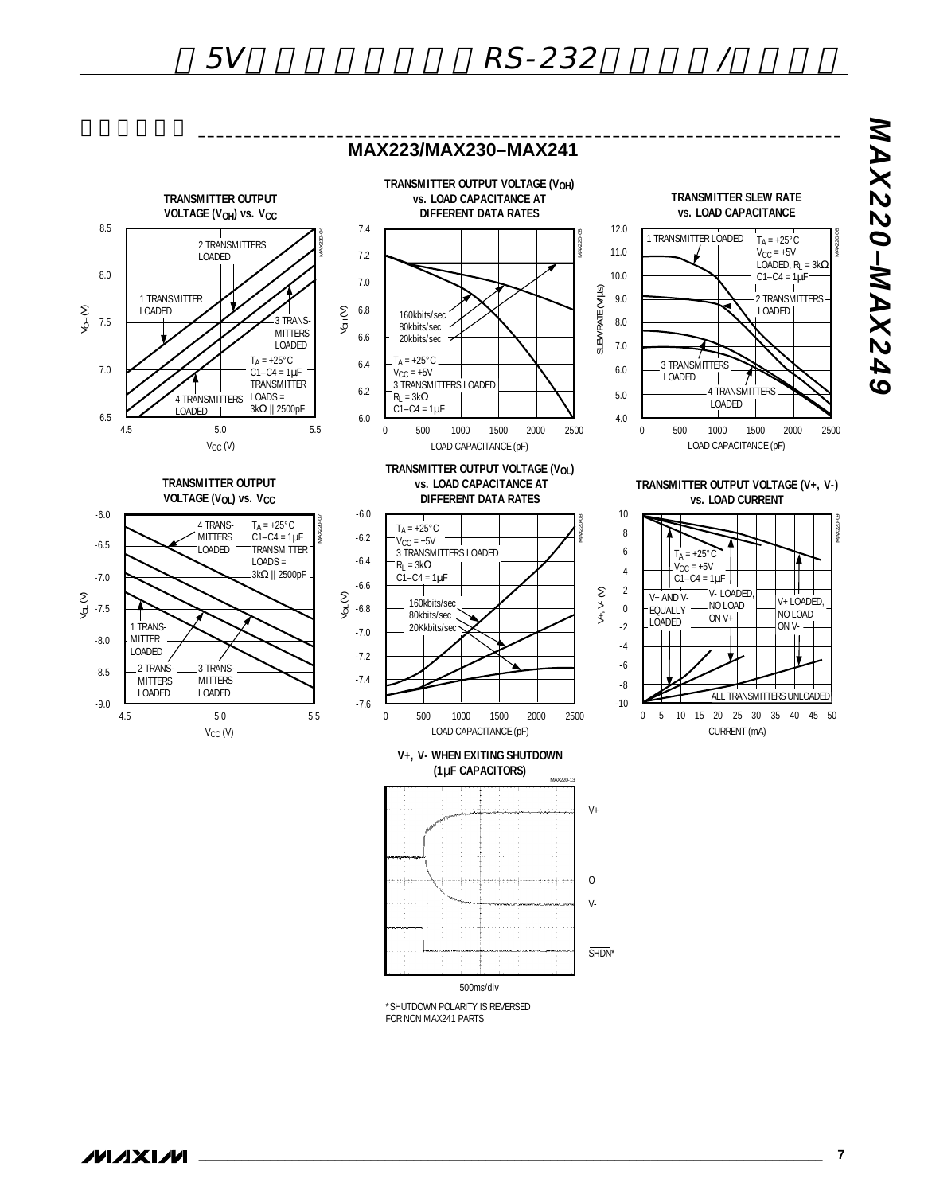## 典型工作特性

### MAX223/MAX230–MAX241

**TRANSMITTER OUTPUT VOLTAGE ($V_{OH}$) vs. $V_{CC}$**

2 TRANSMITTERS LOADED; 1 TRANSMITTER LOADED; 3 TRANSMITTERS LOADED; 4 TRANSMITTERS LOADED; $T_A$ = +25°C; C1–C4 = 1μF; TRANSMITTER LOADS = 3kΩ || 2500pF

$V_{OH}$ (V): 6.5, 7.0, 7.5, 8.0, 8.5; $V_{CC}$ (V): 4.5, 5.0, 5.5

**TRANSMITTER OUTPUT VOLTAGE ($V_{OH}$) vs. LOAD CAPACITANCE AT DIFFERENT DATA RATES**

160kbits/sec; 80kbits/sec; 20kbits/sec; $T_A$ = +25°C; $V_{CC}$ = +5V; 3 TRANSMITTERS LOADED; $R_L$ = 3kΩ; C1–C4 = 1μF

$V_{OH}$ (V): 6.0–7.4; LOAD CAPACITANCE (pF): 0–2500

**TRANSMITTER SLEW RATE vs. LOAD CAPACITANCE**

1 TRANSMITTER LOADED; 2 TRANSMITTERS LOADED; 3 TRANSMITTERS LOADED; 4 TRANSMITTERS LOADED; $T_A$ = +25°C; $V_{CC}$ = +5V; LOADED, $R_L$ = 3kΩ; C1–C4 = 1μF

SLEW RATE (V/μs): 4.0–12.0; LOAD CAPACITANCE (pF): 0–2500

**TRANSMITTER OUTPUT VOLTAGE ($V_{OL}$) vs. $V_{CC}$**

4 TRANSMITTERS LOADED; 1 TRANSMITTER LOADED; 2 TRANSMITTERS LOADED; 3 TRANSMITTERS LOADED; $T_A$ = +25°C; C1–C4 = 1μF; TRANSMITTER LOADS = 3kΩ || 2500pF

$V_{OL}$ (V): -6.0 to -9.0; $V_{CC}$ (V): 4.5, 5.0, 5.5

**TRANSMITTER OUTPUT VOLTAGE ($V_{OL}$) vs. LOAD CAPACITANCE AT DIFFERENT DATA RATES**

$T_A$ = +25°C; $V_{CC}$ = +5V; 3 TRANSMITTERS LOADED; $R_L$ = 3kΩ; C1–C4 = 1μF; 160kbits/sec; 80kbits/sec; 20Kkbits/sec

$V_{OL}$ (V): -6.0 to -7.6; LOAD CAPACITANCE (pF): 0–2500

**TRANSMITTER OUTPUT VOLTAGE (V+, V-) vs. LOAD CURRENT**

$T_A$ = +25°C; $V_{CC}$ = +5V; C1–C4 = 1μF; V+ AND V- EQUALLY LOADED; V- LOADED, NO LOAD ON V+; V+ LOADED, NO LOAD ON V-; ALL TRANSMITTERS UNLOADED

V+, V- (V): -10 to 10; CURRENT (mA): 0–50

**V+, V- WHEN EXITING SHUTDOWN (1μF CAPACITORS)**

V+; O; V-; $\overline{SHDN}$*

500ms/div

*SHUTDOWN POLARITY IS REVERSED FOR NON MAX241 PARTS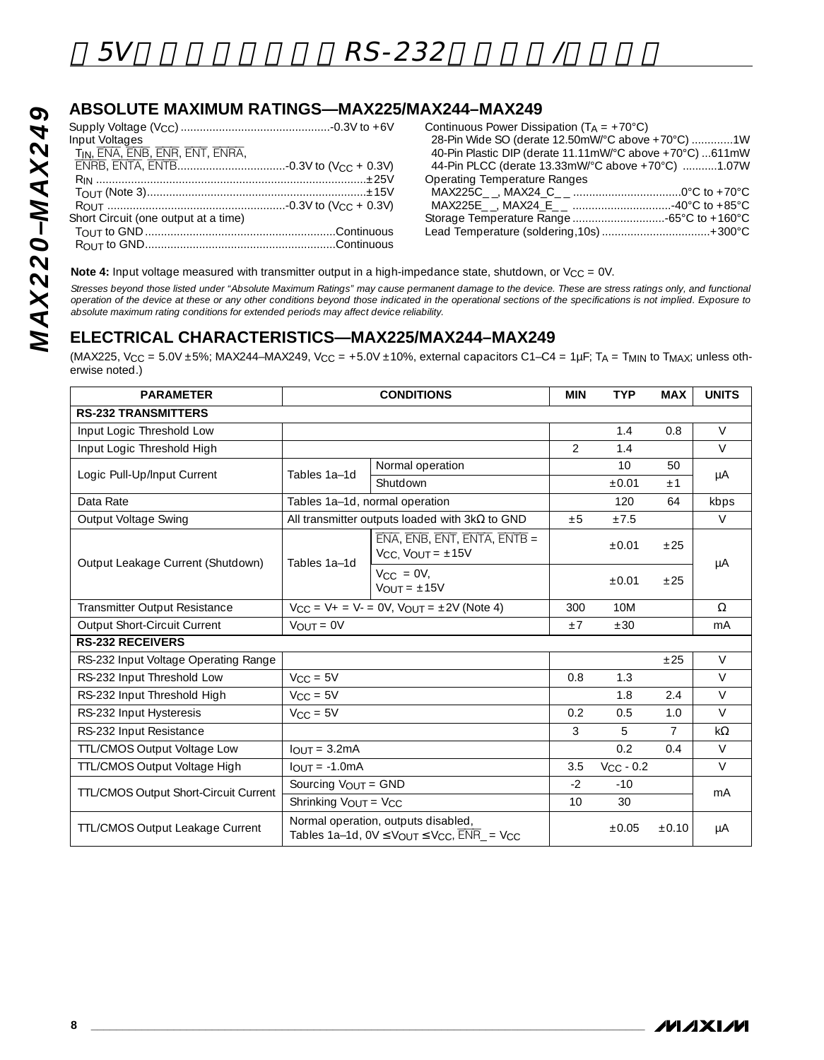## ABSOLUTE MAXIMUM RATINGS—MAX225/MAX244–MAX249

Supply Voltage ($V_{CC}$)...............................................-0.3V to +6V
Input Voltages
 $T_{IN}$, $\overline{ENA}$, $\overline{ENB}$, $\overline{ENR}$, $\overline{ENT}$, $\overline{ENRA}$,
 $\overline{ENRB}$, $\overline{ENTA}$, $\overline{ENTB}$..................................-0.3V to ($V_{CC}$ + 0.3V)
 $R_{IN}$ ....................................................................................±25V
 $T_{OUT}$ (Note 3).....................................................................±15V
 $R_{OUT}$ ........................................................-0.3V to ($V_{CC}$ + 0.3V)
Short Circuit (one output at a time)
 $T_{OUT}$ to GND ............................................................Continuous
 $R_{OUT}$ to GND............................................................Continuous

Continuous Power Dissipation ($T_A$ = +70°C)
 28-Pin Wide SO (derate 12.50mW/°C above +70°C) .............1W
 40-Pin Plastic DIP (derate 11.11mW/°C above +70°C) ...611mW
 44-Pin PLCC (derate 13.33mW/°C above +70°C) ...........1.07W
Operating Temperature Ranges
 MAX225C_ _, MAX24_C_ _ ..................................0°C to +70°C
 MAX225E_ _, MAX24_E_ _ ...............................-40°C to +85°C
Storage Temperature Range .............................-65°C to +160°C
Lead Temperature (soldering,10s) ..................................+300°C

**Note 4:** Input voltage measured with transmitter output in a high-impedance state, shutdown, or $V_{CC}$ = 0V.

*Stresses beyond those listed under "Absolute Maximum Ratings" may cause permanent damage to the device. These are stress ratings only, and functional operation of the device at these or any other conditions beyond those indicated in the operational sections of the specifications is not implied. Exposure to absolute maximum rating conditions for extended periods may affect device reliability.*

## ELECTRICAL CHARACTERISTICS—MAX225/MAX244–MAX249

(MAX225, $V_{CC}$ = 5.0V ±5%; MAX244–MAX249, $V_{CC}$ = +5.0V ±10%, external capacitors C1–C4 = 1µF; $T_A$ = $T_{MIN}$ to $T_{MAX}$; unless otherwise noted.)

| PARAMETER | CONDITIONS | | MIN | TYP | MAX | UNITS |
|---|---|---|---|---|---|---|
| **RS-232 TRANSMITTERS** | | | | | | |
| Input Logic Threshold Low | | | | 1.4 | 0.8 | V |
| Input Logic Threshold High | | | 2 | 1.4 | | V |
| Logic Pull-Up/Input Current | Tables 1a–1d | Normal operation | | 10 | 50 | µA |
| | | Shutdown | | ±0.01 | ±1 | |
| Data Rate | Tables 1a–1d, normal operation | | | 120 | 64 | kbps |
| Output Voltage Swing | All transmitter outputs loaded with 3kΩ to GND | | ±5 | ±7.5 | | V |
| Output Leakage Current (Shutdown) | Tables 1a–1d | $\overline{ENA}$, $\overline{ENB}$, $\overline{ENT}$, $\overline{ENTA}$, $\overline{ENTB}$ = $V_{CC}$, $V_{OUT}$ = ±15V | | ±0.01 | ±25 | µA |
| | | $V_{CC}$ = 0V, $V_{OUT}$ = ±15V | | ±0.01 | ±25 | |
| Transmitter Output Resistance | $V_{CC}$ = V+ = V- = 0V, $V_{OUT}$ = ±2V (Note 4) | | 300 | 10M | | Ω |
| Output Short-Circuit Current | $V_{OUT}$ = 0V | | ±7 | ±30 | | mA |
| **RS-232 RECEIVERS** | | | | | | |
| RS-232 Input Voltage Operating Range | | | | | ±25 | V |
| RS-232 Input Threshold Low | $V_{CC}$ = 5V | | 0.8 | 1.3 | | V |
| RS-232 Input Threshold High | $V_{CC}$ = 5V | | | 1.8 | 2.4 | V |
| RS-232 Input Hysteresis | $V_{CC}$ = 5V | | 0.2 | 0.5 | 1.0 | V |
| RS-232 Input Resistance | | | 3 | 5 | 7 | kΩ |
| TTL/CMOS Output Voltage Low | $I_{OUT}$ = 3.2mA | | | 0.2 | 0.4 | V |
| TTL/CMOS Output Voltage High | $I_{OUT}$ = -1.0mA | | 3.5 | $V_{CC}$ - 0.2 | | V |
| TTL/CMOS Output Short-Circuit Current | Sourcing $V_{OUT}$ = GND | | -2 | -10 | | mA |
| | Shrinking $V_{OUT}$ = $V_{CC}$ | | 10 | 30 | | |
| TTL/CMOS Output Leakage Current | Normal operation, outputs disabled, Tables 1a–1d, 0V ≤ $V_{OUT}$ ≤ $V_{CC}$, $\overline{ENR\_}$ = $V_{CC}$ | | | ±0.05 | ±0.10 | µA |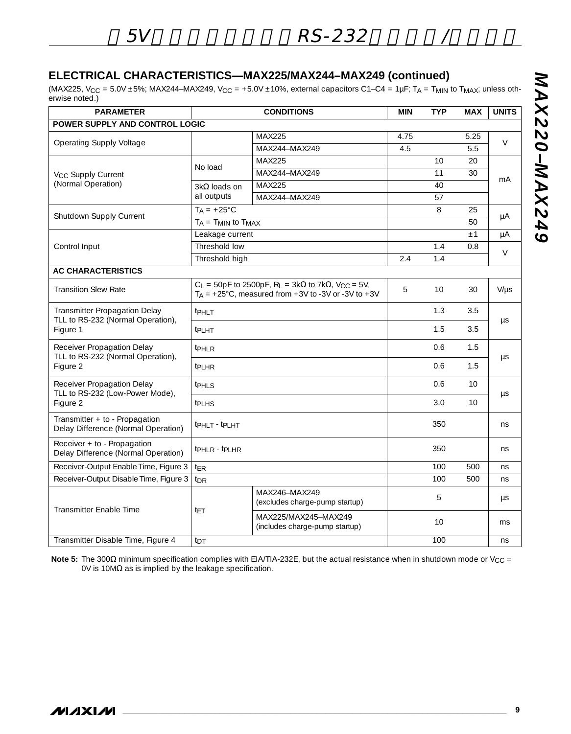## ELECTRICAL CHARACTERISTICS—MAX225/MAX244–MAX249 (continued)

(MAX225, $V_{CC}$ = 5.0V ±5%; MAX244–MAX249, $V_{CC}$ = +5.0V ±10%, external capacitors C1–C4 = 1µF; $T_A$ = $T_{MIN}$ to $T_{MAX}$; unless otherwise noted.)

| PARAMETER | CONDITIONS | | MIN | TYP | MAX | UNITS |
|---|---|---|---|---|---|---|
| **POWER SUPPLY AND CONTROL LOGIC** | | | | | | |
| Operating Supply Voltage | | MAX225 | 4.75 | | 5.25 | V |
| | | MAX244–MAX249 | 4.5 | | 5.5 | |
| $V_{CC}$ Supply Current (Normal Operation) | No load | MAX225 | | 10 | 20 | mA |
| | | MAX244–MAX249 | | 11 | 30 | |
| | 3kΩ loads on all outputs | MAX225 | | 40 | | |
| | | MAX244–MAX249 | | 57 | | |
| Shutdown Supply Current | $T_A$ = +25°C | | | 8 | 25 | µA |
| | $T_A$ = $T_{MIN}$ to $T_{MAX}$ | | | | 50 | |
| Control Input | Leakage current | | | | ±1 | µA |
| | Threshold low | | | 1.4 | 0.8 | V |
| | Threshold high | | 2.4 | 1.4 | | |
| **AC CHARACTERISTICS** | | | | | | |
| Transition Slew Rate | $C_L$ = 50pF to 2500pF, $R_L$ = 3kΩ to 7kΩ, $V_{CC}$ = 5V, $T_A$ = +25°C, measured from +3V to -3V or -3V to +3V | | 5 | 10 | 30 | V/µs |
| Transmitter Propagation Delay TLL to RS-232 (Normal Operation), Figure 1 | $t_{PHLT}$ | | | 1.3 | 3.5 | µs |
| | $t_{PLHT}$ | | | 1.5 | 3.5 | |
| Receiver Propagation Delay TLL to RS-232 (Normal Operation), Figure 2 | $t_{PHLR}$ | | | 0.6 | 1.5 | µs |
| | $t_{PLHR}$ | | | 0.6 | 1.5 | |
| Receiver Propagation Delay TLL to RS-232 (Low-Power Mode), Figure 2 | $t_{PHLS}$ | | | 0.6 | 10 | µs |
| | $t_{PLHS}$ | | | 3.0 | 10 | |
| Transmitter + to - Propagation Delay Difference (Normal Operation) | $t_{PHLT}$ - $t_{PLHT}$ | | | 350 | | ns |
| Receiver + to - Propagation Delay Difference (Normal Operation) | $t_{PHLR}$ - $t_{PLHR}$ | | | 350 | | ns |
| Receiver-Output Enable Time, Figure 3 | $t_{ER}$ | | | 100 | 500 | ns |
| Receiver-Output Disable Time, Figure 3 | $t_{DR}$ | | | 100 | 500 | ns |
| Transmitter Enable Time | $t_{ET}$ | MAX246–MAX249 (excludes charge-pump startup) | | 5 | | µs |
| | | MAX225/MAX245–MAX249 (includes charge-pump startup) | | 10 | | ms |
| Transmitter Disable Time, Figure 4 | $t_{DT}$ | | | 100 | | ns |

**Note 5:** The 300Ω minimum specification complies with EIA/TIA-232E, but the actual resistance when in shutdown mode or $V_{CC}$ = 0V is 10MΩ as is implied by the leakage specification.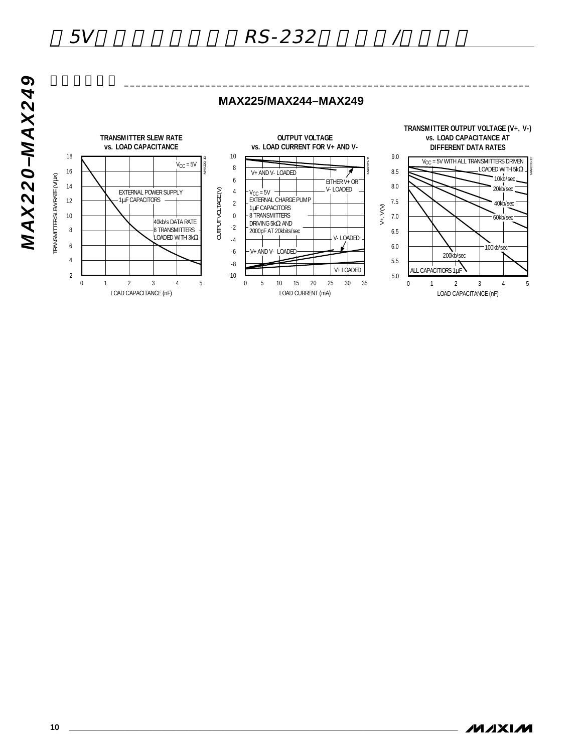## 典型工作特性

### MAX225/MAX244–MAX249

**TRANSMITTER SLEW RATE vs. LOAD CAPACITANCE**

$V_{CC}$ = 5V

EXTERNAL POWER SUPPLY
1µF CAPACITORS

40kb/s DATA RATE
8 TRANSMITTERS
LOADED WITH 3kΩ

TRANSMITTER SLEW RATE (V/µs)

LOAD CAPACITANCE (nF)

**OUTPUT VOLTAGE vs. LOAD CURRENT FOR V+ AND V-**

V+ AND V- LOADED

EITHER V+ OR V- LOADED

$V_{CC}$ = 5V
EXTERNAL CHARGE PUMP
1µF CAPACITORS
8 TRANSMITTERS
DRIVING 5kΩ AND
2000pF AT 20kbits/sec

V- LOADED

V+ AND V- LOADED

V+ LOADED

OUTPUT VOLTAGE (V)

LOAD CURRENT (mA)

**TRANSMITTER OUTPUT VOLTAGE (V+, V-) vs. LOAD CAPACITANCE AT DIFFERENT DATA RATES**

$V_{CC}$ = 5V WITH ALL TRANSMITTERS DRIVEN
LOADED WITH 5kΩ

10kb/sec
20kb/sec
40kb/sec
60kb/sec
100kb/sec
200kb/sec

ALL CAPACITIORS 1µF

V+, V (V)

LOAD CAPACITANCE (nF)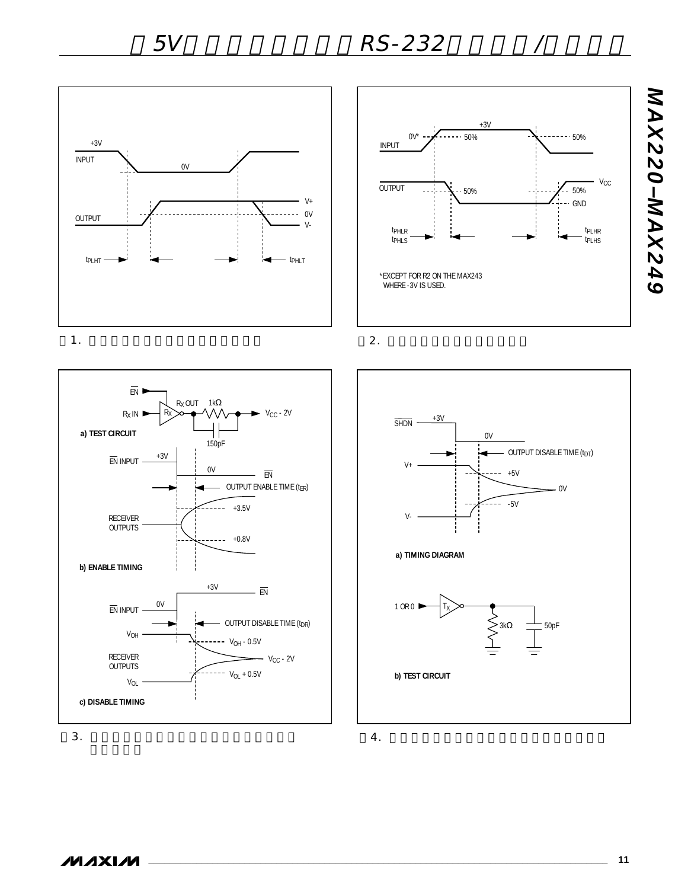+3V
INPUT
0V
OUTPUT
V+
0V
V-
$t_{PLHT}$
$t_{PHLT}$

图1.

+3V
0V*
50%
50%
INPUT
OUTPUT
50%
50%
$V_{CC}$
GND
$t_{PHLR}$
$t_{PHLS}$
$t_{PLHR}$
$t_{PLHS}$

*EXCEPT FOR R2 ON THE MAX243 WHERE -3V IS USED.

图2.

$\overline{EN}$
$R_X$ IN
$R_X$
$R_X$ OUT
1kΩ
$V_{CC}$ - 2V
150pF
a) TEST CIRCUIT

$\overline{EN}$ INPUT
+3V
0V
$\overline{EN}$
OUTPUT ENABLE TIME ($t_{ER}$)
+3.5V
RECEIVER OUTPUTS
+0.8V
b) ENABLE TIMING

+3V
$\overline{EN}$
$\overline{EN}$ INPUT
0V
OUTPUT DISABLE TIME ($t_{DR}$)
$V_{OH}$
$V_{OH}$ - 0.5V
RECEIVER OUTPUTS
$V_{CC}$ - 2V
$V_{OL}$
$V_{OL}$ + 0.5V
c) DISABLE TIMING

图3.

$\overline{SHDN}$
+3V
0V
OUTPUT DISABLE TIME ($t_{DT}$)
V+
+5V
0V
-5V
V-
a) TIMING DIAGRAM

1 OR 0
$T_X$
3kΩ
50pF
b) TEST CIRCUIT

图4.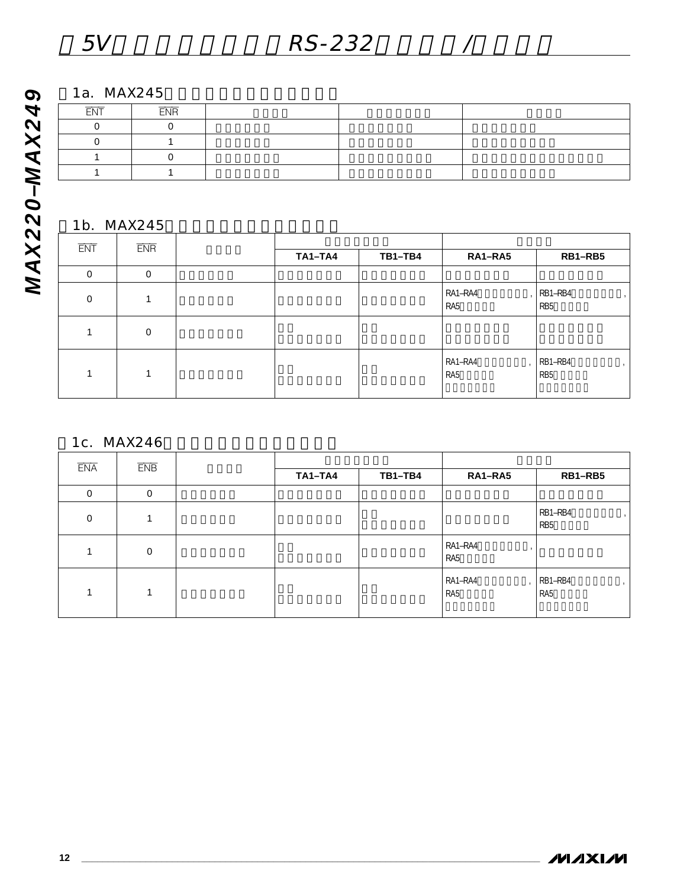1a. MAX245

| $\overline{ENT}$ | $\overline{ENR}$ | | | |
|---|---|---|---|---|
| 0 | 0 | | | |
| 0 | 1 | | | |
| 1 | 0 | | | |
| 1 | 1 | | | |

1b. MAX245

| $\overline{ENT}$ | $\overline{ENR}$ | | | | | |
|---|---|---|---|---|---|---|
| | | | TA1–TA4 | TB1–TB4 | RA1–RA5 | RB1–RB5 |
| 0 | 0 | | | | | |
| 0 | 1 | | | | RA1–RA4, RA5 | RB1–RB4, RB5 |
| 1 | 0 | | | | | |
| 1 | 1 | | | | RA1–RA4, RA5 | RB1–RB4, RB5 |

1c. MAX246

| $\overline{ENA}$ | $\overline{ENB}$ | | | | | |
|---|---|---|---|---|---|---|
| | | | TA1–TA4 | TB1–TB4 | RA1–RA5 | RB1–RB5 |
| 0 | 0 | | | | | |
| 0 | 1 | | | | | RB1–RB4, RB5 |
| 1 | 0 | | | | RA1–RA4, RA5 | |
| 1 | 1 | | | | RA1–RA4, RA5 | RB1–RB4, RA5 |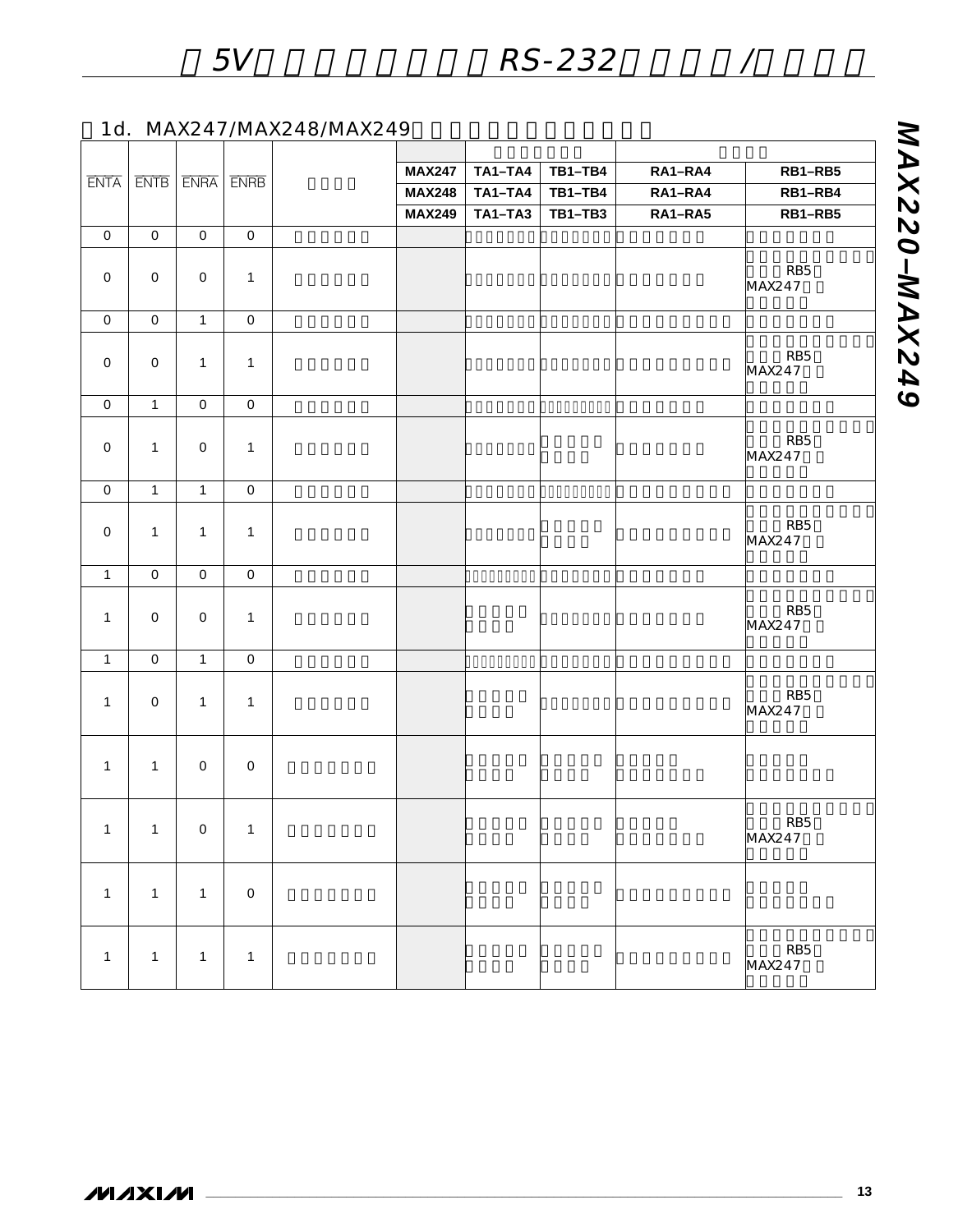1d. MAX247/MAX248/MAX249

| $\overline{ENTA}$ | $\overline{ENTB}$ | $\overline{ENRA}$ | $\overline{ENRB}$ | | | | | | |
|---|---|---|---|---|---|---|---|---|---|
| | | | | | **MAX247** | **TA1–TA4** | **TB1–TB4** | **RA1–RA4** | **RB1–RB5** |
| | | | | | **MAX248** | **TA1–TA4** | **TB1–TB4** | **RA1–RA4** | **RB1–RB4** |
| | | | | | **MAX249** | **TA1–TA3** | **TB1–TB3** | **RA1–RA5** | **RB1–RB5** |
| 0 | 0 | 0 | 0 | | | | | | |
| 0 | 0 | 0 | 1 | | | | | | RB5 MAX247 |
| 0 | 0 | 1 | 0 | | | | | | |
| 0 | 0 | 1 | 1 | | | | | | RB5 MAX247 |
| 0 | 1 | 0 | 0 | | | | | | |
| 0 | 1 | 0 | 1 | | | | | | RB5 MAX247 |
| 0 | 1 | 1 | 0 | | | | | | |
| 0 | 1 | 1 | 1 | | | | | | RB5 MAX247 |
| 1 | 0 | 0 | 0 | | | | | | |
| 1 | 0 | 0 | 1 | | | | | | RB5 MAX247 |
| 1 | 0 | 1 | 0 | | | | | | |
| 1 | 0 | 1 | 1 | | | | | | RB5 MAX247 |
| 1 | 1 | 0 | 0 | | | | | | |
| 1 | 1 | 0 | 1 | | | | | | RB5 MAX247 |
| 1 | 1 | 1 | 0 | | | | | | |
| 1 | 1 | 1 | 1 | | | | | | RB5 MAX247 |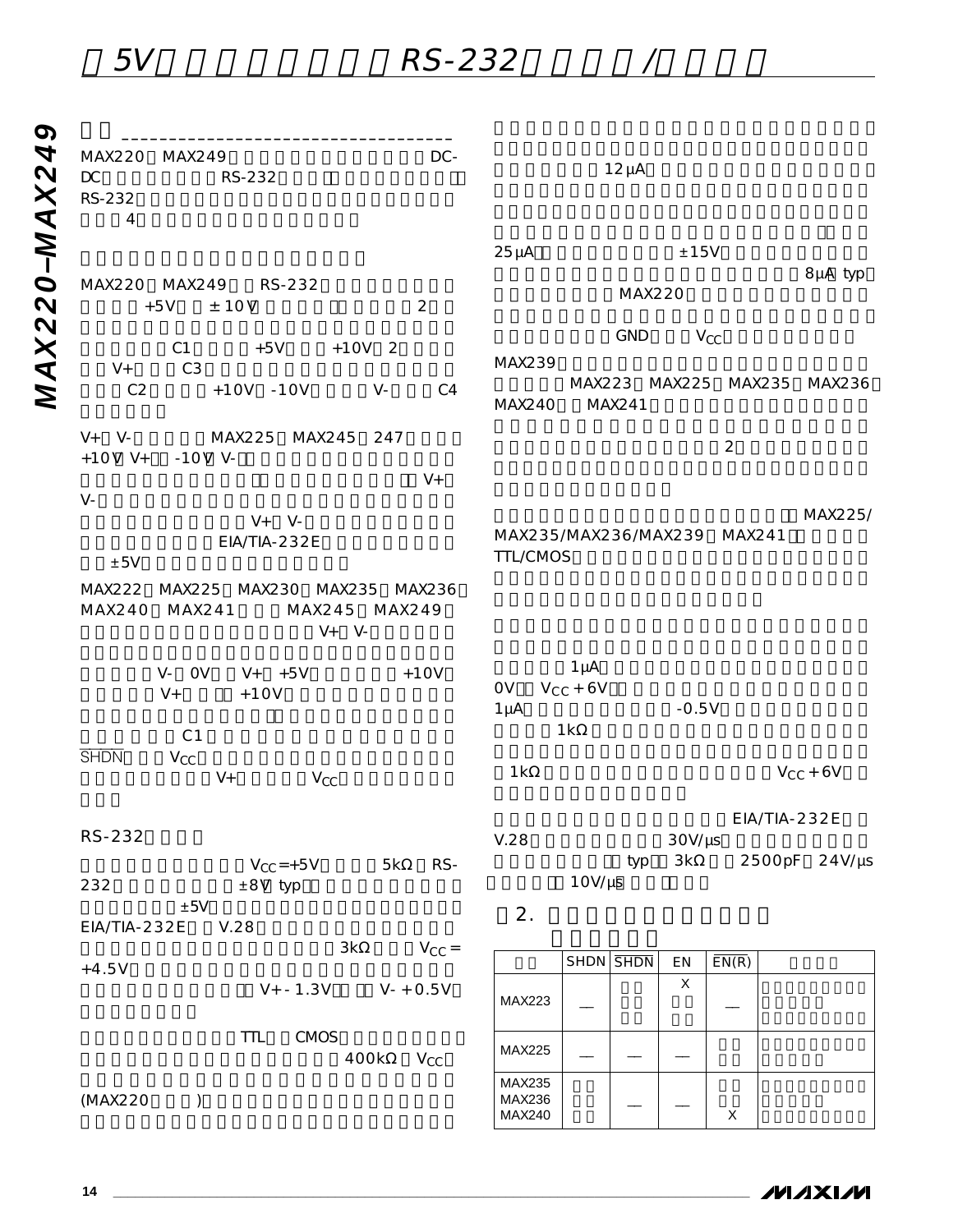# 5V RS-232 /

MAX220 MAX249 DC-
DC RS-232
RS-232
4

MAX220 MAX249 RS-232
+5V ±10V 2
C1 +5V +10V 2
V+ C3
C2 +10V -10V V- C4

V+ V- MAX225 MAX245 247
+10V V+ -10V V-
V+
V-
V+ V-
EIA/TIA-232E
±5V

MAX222 MAX225 MAX230 MAX235 MAX236
MAX240 MAX241 MAX245 MAX249
V+ V-

V- 0V V+ +5V +10V
V+ +10V

C1
$\overline{SHDN}$ $V_{CC}$
V+ $V_{CC}$

RS-232

$V_{CC}$=+5V 5kΩ RS-
232 ±8V typ
±5V
EIA/TIA-232E V.28
3kΩ $V_{CC}$ =
+4.5V
V+ - 1.3V V- + 0.5V

TTL CMOS
400kΩ $V_{CC}$
(MAX220 )

12μA

25μA ±15V
8μA typ
MAX220

GND $V_{CC}$
MAX239
MAX223 MAX225 MAX235 MAX236
MAX240 MAX241

2

MAX225/
MAX235/MAX236/MAX239 MAX241
TTL/CMOS

1μA
0V $V_{CC}$ + 6V
1μA -0.5V
1kΩ

1kΩ $V_{CC}$ + 6V

EIA/TIA-232E
V.28 30V/μs
typ 3kΩ 2500pF 24V/μs
10V/μs

2.

| | SHDN | $\overline{SHDN}$ | EN | $\overline{EN}$(R) | |
|---|---|---|---|---|---|
| MAX223 | — | | X | — | |
| MAX225 | — | — | — | | |
| MAX235<br>MAX236<br>MAX240 | | — | — | X | |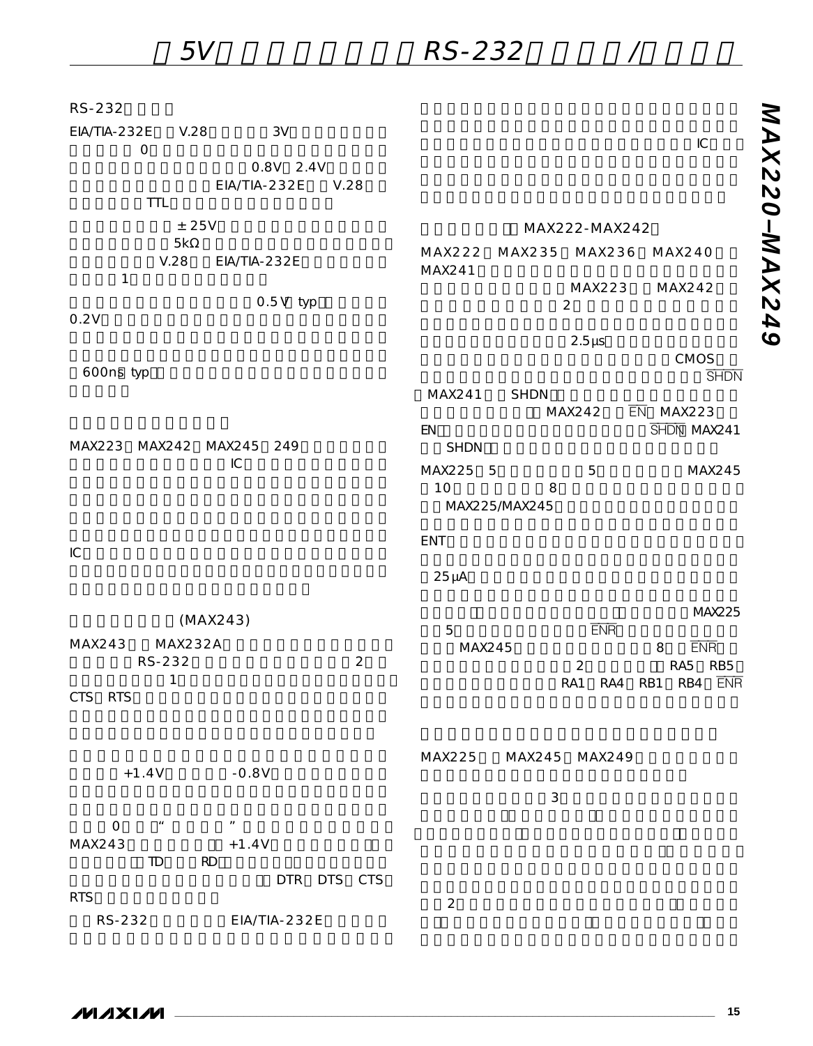RS-232

EIA/TIA-232E V.28 3V
0
0.8V 2.4V
EIA/TIA-232E V.28
TTL

±25V
5kΩ
V.28 EIA/TIA-232E
1

0.5V typ
0.2V

600ns typ

MAX223 MAX242 MAX245 249
IC

IC

(MAX243)

MAX243 MAX232A
RS-232 2
1
CTS RTS

+1.4V -0.8V

0 “ ”
MAX243 +1.4V
TD RD
DTR DTS CTS
RTS

RS-232 EIA/TIA-232E

IC

MAX222-MAX242

MAX222 MAX235 MAX236 MAX240
MAX241
MAX223 MAX242
2

2.5µs
CMOS
SHDN
MAX241 SHDN
MAX242 EN MAX223
EN SHDN MAX241
SHDN

MAX225 5 5 MAX245
10 8
MAX225/MAX245

ENT

25µA

MAX225
5 ENR
MAX245 8 ENR
2 RA5 RB5
RA1 RA4 RB1 RB4 ENR

MAX225 MAX245 MAX249

3

2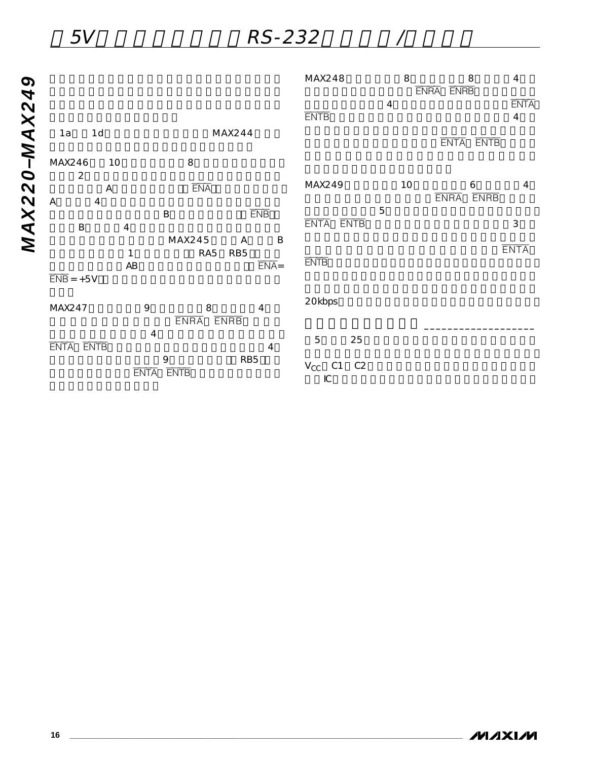1a 1d MAX244

MAX246 10 8 2 A $\overline{ENA}$ A 4 B $\overline{ENB}$ B 4 MAX245 A B 1 RA5 RB5 AB $\overline{ENA}$= $\overline{ENB}$ = +5V

MAX247 9 8 4 $\overline{ENRA}$ $\overline{ENRB}$ 4 $\overline{ENTA}$ $\overline{ENTB}$ 4 9 RB5 $\overline{ENTA}$ $\overline{ENTB}$

MAX248 8 8 4 $\overline{ENRA}$ $\overline{ENRB}$ 4 $\overline{ENTA}$ $\overline{ENTB}$ 4 $\overline{ENTA}$ $\overline{ENTB}$

MAX249 10 6 4 $\overline{ENRA}$ $\overline{ENRB}$ 5 $\overline{ENTA}$ $\overline{ENTB}$ 3 $\overline{ENTA}$ $\overline{ENTB}$

20kbps

5 25 $V_{CC}$ C1 C2 IC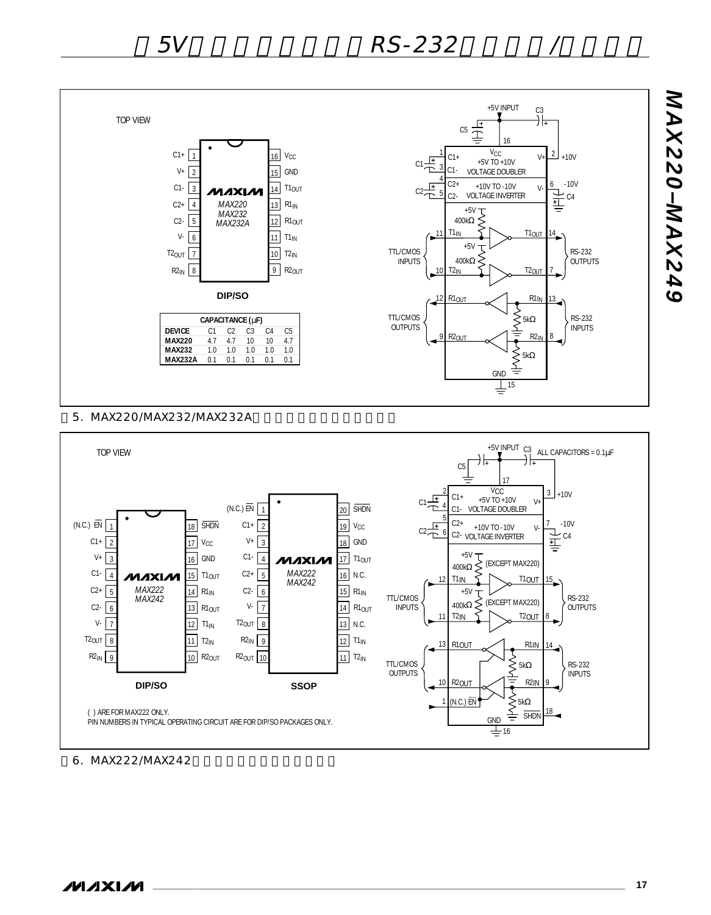TOP VIEW

| CAPACITANCE (µF) | | | | | |
|---|---|---|---|---|---|
| DEVICE | C1 | C2 | C3 | C4 | C5 |
| MAX220 | 4.7 | 4.7 | 10 | 10 | 4.7 |
| MAX232 | 1.0 | 1.0 | 1.0 | 1.0 | 1.0 |
| MAX232A | 0.1 | 0.1 | 0.1 | 0.1 | 0.1 |

图5. MAX220/MAX232/MAX232A

TOP VIEW

( ) ARE FOR MAX222 ONLY.
PIN NUMBERS IN TYPICAL OPERATING CIRCUIT ARE FOR DIP/SO PACKAGES ONLY.

ALL CAPACITORS = 0.1µF

图6. MAX222/MAX242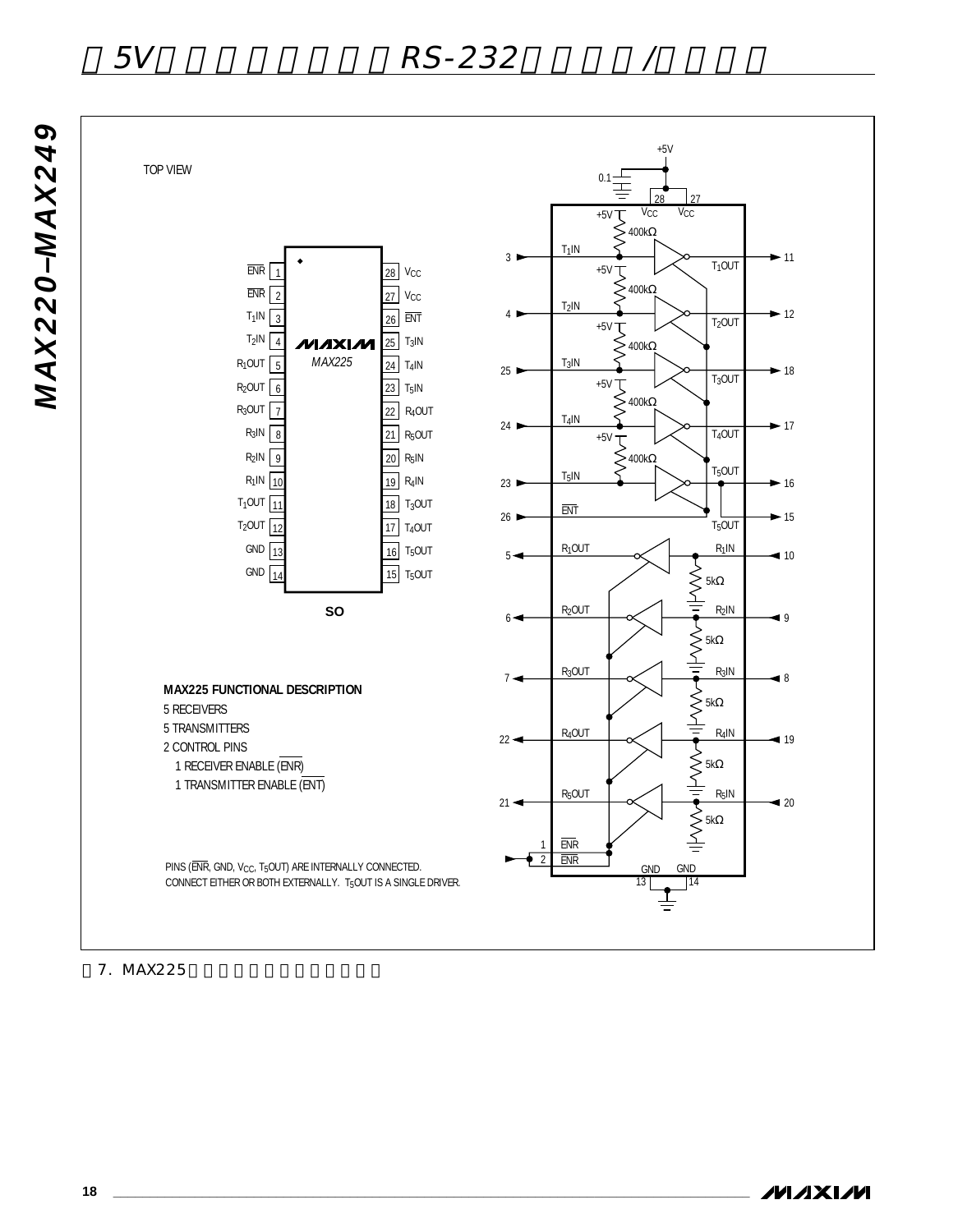TOP VIEW

| Pin | Name | Pin | Name |
|---|---|---|---|
| 1 | $\overline{ENR}$ | 28 | $V_{CC}$ |
| 2 | $\overline{ENR}$ | 27 | $V_{CC}$ |
| 3 | $T_1IN$ | 26 | $\overline{ENT}$ |
| 4 | $T_2IN$ | 25 | $T_3IN$ |
| 5 | $R_1OUT$ | 24 | $T_4IN$ |
| 6 | $R_2OUT$ | 23 | $T_5IN$ |
| 7 | $R_3OUT$ | 22 | $R_4OUT$ |
| 8 | $R_3IN$ | 21 | $R_5OUT$ |
| 9 | $R_2IN$ | 20 | $R_5IN$ |
| 10 | $R_1IN$ | 19 | $R_4IN$ |
| 11 | $T_1OUT$ | 18 | $T_3OUT$ |
| 12 | $T_2OUT$ | 17 | $T_4OUT$ |
| 13 | GND | 16 | $T_5OUT$ |
| 14 | GND | 15 | $T_5OUT$ |

MAXIM MAX225

SO

**MAX225 FUNCTIONAL DESCRIPTION**

5 RECEIVERS
5 TRANSMITTERS
2 CONTROL PINS
1 RECEIVER ENABLE ($\overline{ENR}$)
1 TRANSMITTER ENABLE ($\overline{ENT}$)

PINS ($\overline{ENR}$, GND, $V_{CC}$, $T_5OUT$) ARE INTERNALLY CONNECTED. CONNECT EITHER OR BOTH EXTERNALLY. $T_5OUT$ IS A SINGLE DRIVER.

图7. MAX225引脚配置和典型工作电路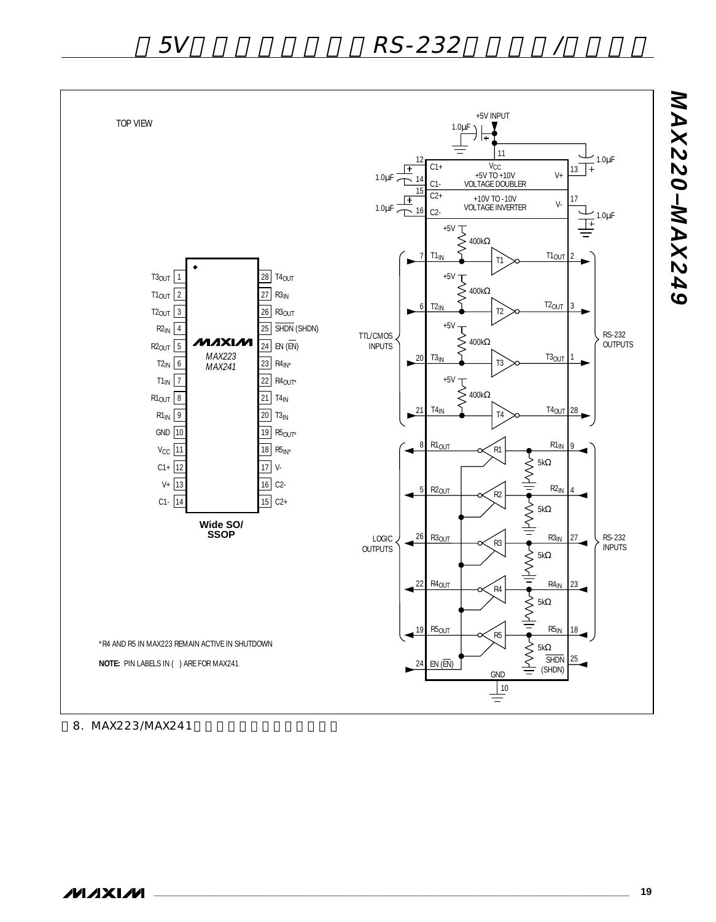TOP VIEW

| Pin | Name | Pin | Name |
|---|---|---|---|
| 1 | $T3_{OUT}$ | 28 | $T4_{OUT}$ |
| 2 | $T1_{OUT}$ | 27 | $R3_{IN}$ |
| 3 | $T2_{OUT}$ | 26 | $R3_{OUT}$ |
| 4 | $R2_{IN}$ | 25 | $\overline{SHDN}$ (SHDN) |
| 5 | $R2_{OUT}$ | 24 | EN ($\overline{EN}$) |
| 6 | $T2_{IN}$ | 23 | $R4_{IN}$* |
| 7 | $T1_{IN}$ | 22 | $R4_{OUT}$* |
| 8 | $R1_{OUT}$ | 21 | $T4_{IN}$ |
| 9 | $R1_{IN}$ | 20 | $T3_{IN}$ |
| 10 | GND | 19 | $R5_{OUT}$* |
| 11 | $V_{CC}$ | 18 | $R5_{IN}$* |
| 12 | C1+ | 17 | V- |
| 13 | V+ | 16 | C2- |
| 14 | C1- | 15 | C2+ |

MAXIM MAX223 MAX241

Wide SO/ SSOP

+5V INPUT, 1.0μF, $V_{CC}$ +5V TO +10V VOLTAGE DOUBLER, +10V TO -10V VOLTAGE INVERTER, 400kΩ, 5kΩ, TTL/CMOS INPUTS, RS-232 OUTPUTS, LOGIC OUTPUTS, RS-232 INPUTS, EN ($\overline{EN}$), $\overline{SHDN}$ (SHDN), GND

*R4 AND R5 IN MAX223 REMAIN ACTIVE IN SHUTDOWN

**NOTE:** PIN LABELS IN ( ) ARE FOR MAX241

图8. MAX223/MAX241引脚配置和典型工作电路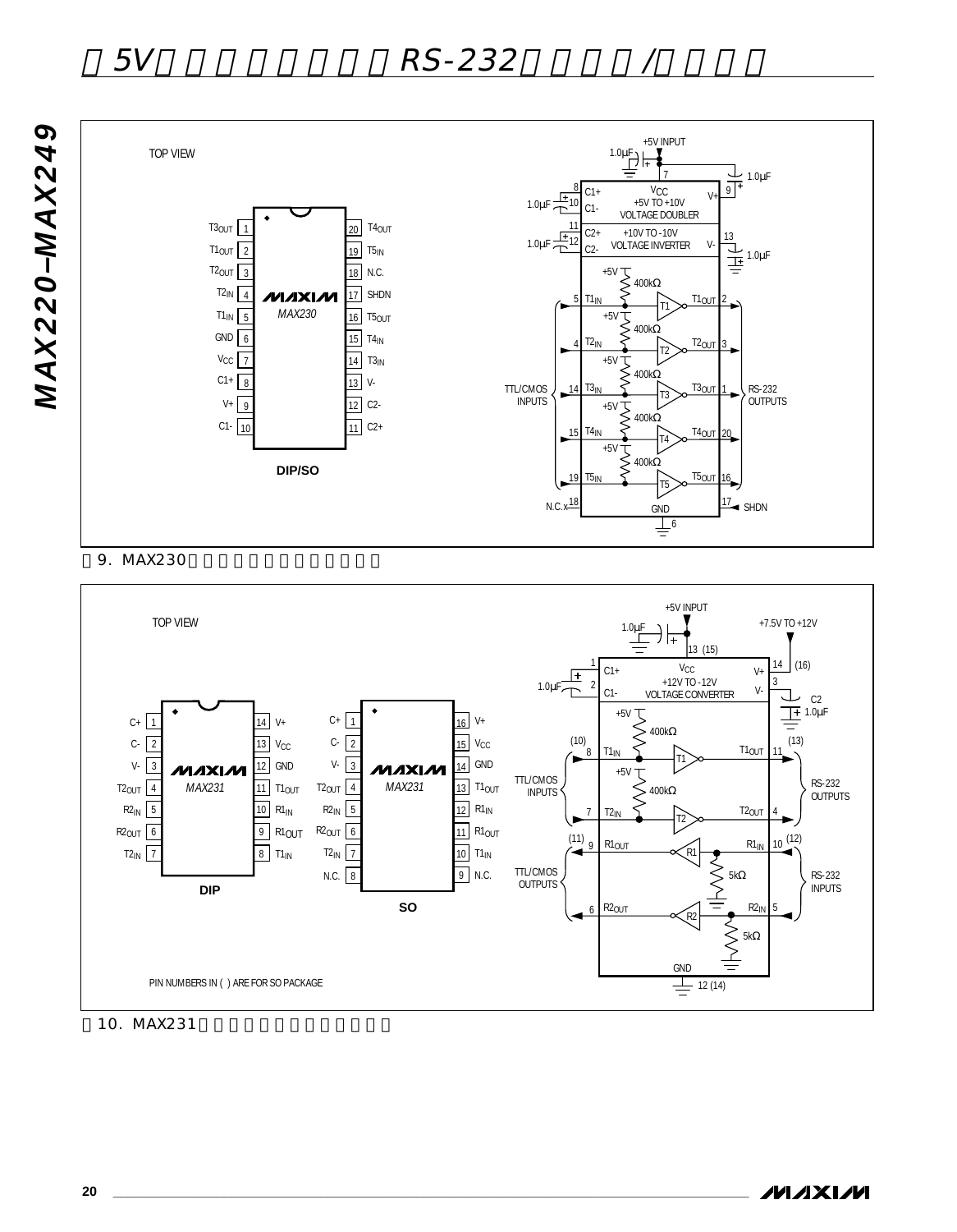TOP VIEW

| Pin | Name | Pin | Name |
|---|---|---|---|
| 1 | T3OUT | 20 | T4OUT |
| 2 | T1OUT | 19 | T5IN |
| 3 | T2OUT | 18 | N.C. |
| 4 | T2IN | 17 | SHDN |
| 5 | T1IN | 16 | T5OUT |
| 6 | GND | 15 | T4IN |
| 7 | VCC | 14 | T3IN |
| 8 | C1+ | 13 | V- |
| 9 | V+ | 12 | C2- |
| 10 | C1- | 11 | C2+ |

MAX230

DIP/SO

图9. MAX230

TOP VIEW

MAX231 DIP

| Pin | Name | Pin | Name |
|---|---|---|---|
| 1 | C+ | 14 | V+ |
| 2 | C- | 13 | VCC |
| 3 | V- | 12 | GND |
| 4 | T2OUT | 11 | T1OUT |
| 5 | R2IN | 10 | R1IN |
| 6 | R2OUT | 9 | R1OUT |
| 7 | T2IN | 8 | T1IN |

MAX231 SO

| Pin | Name | Pin | Name |
|---|---|---|---|
| 1 | C+ | 16 | V+ |
| 2 | C- | 15 | VCC |
| 3 | V- | 14 | GND |
| 4 | T2OUT | 13 | T1OUT |
| 5 | R2IN | 12 | R1IN |
| 6 | R2OUT | 11 | R1OUT |
| 7 | T2IN | 10 | T1IN |
| 8 | N.C. | 9 | N.C. |

PIN NUMBERS IN ( ) ARE FOR SO PACKAGE

图10. MAX231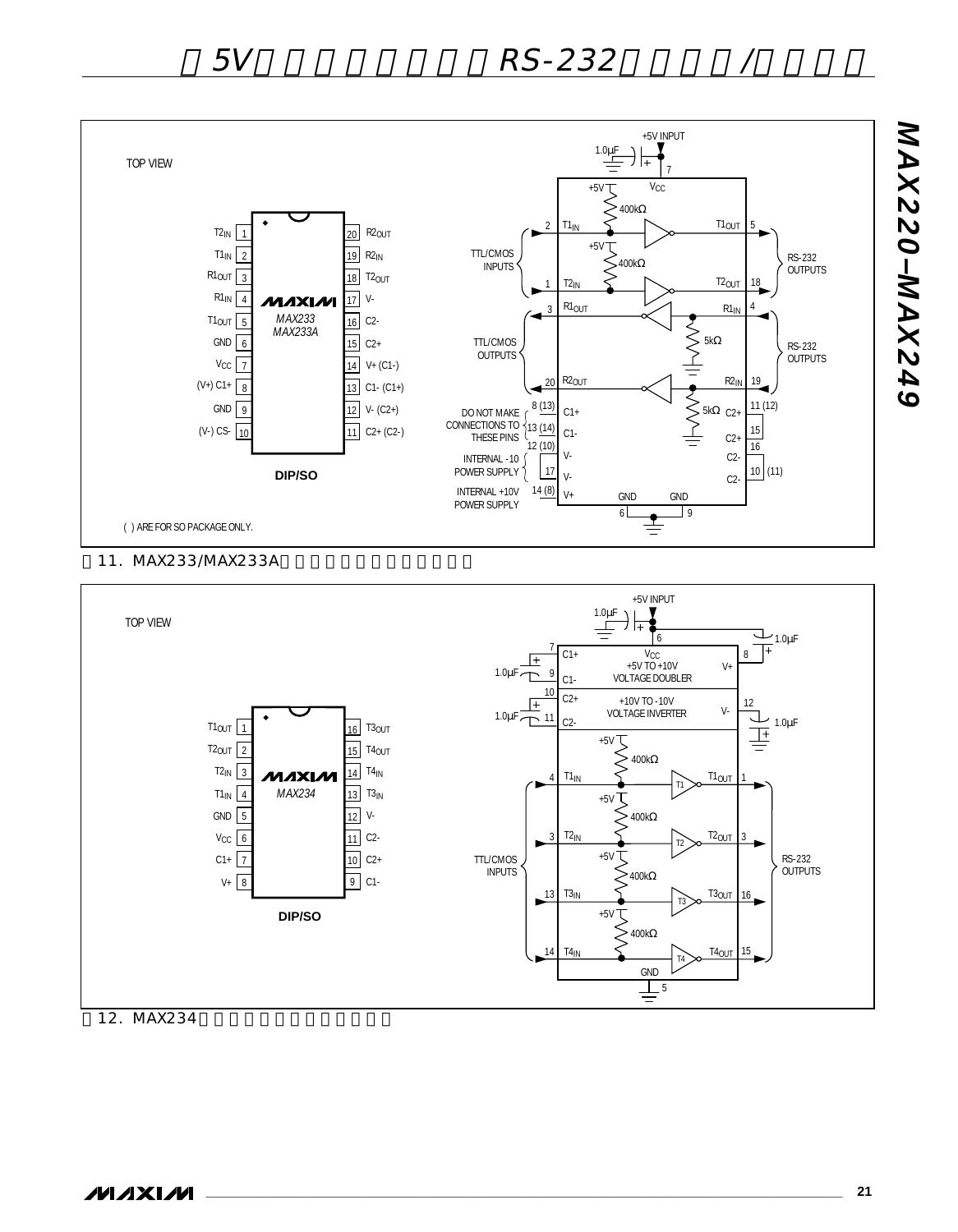TOP VIEW

| Pin | Left | Pin | Right |
|---|---|---|---|
| 1 | $T2_{IN}$ | 20 | $R2_{OUT}$ |
| 2 | $T1_{IN}$ | 19 | $R2_{IN}$ |
| 3 | $R1_{OUT}$ | 18 | $T2_{OUT}$ |
| 4 | $R1_{IN}$ | 17 | V- |
| 5 | $T1_{OUT}$ | 16 | C2- |
| 6 | GND | 15 | C2+ |
| 7 | $V_{CC}$ | 14 | V+ (C1-) |
| 8 | (V+) C1+ | 13 | C1- (C1+) |
| 9 | GND | 12 | V- (C2+) |
| 10 | (V-) CS- | 11 | C2+ (C2-) |

MAX233
MAX233A

DIP/SO

( ) ARE FOR SO PACKAGE ONLY.

+5V INPUT, 1.0μF, $V_{CC}$ (7), +5V, 400kΩ, TTL/CMOS INPUTS: $T1_{IN}$ (2) → $T1_{OUT}$ (5); $T2_{IN}$ (1) → $T2_{OUT}$ (18), RS-232 OUTPUTS. TTL/CMOS OUTPUTS: $R1_{OUT}$ (3) ← $R1_{IN}$ (4); $R2_{OUT}$ (20) ← $R2_{IN}$ (19), 5kΩ, RS-232 OUTPUTS. DO NOT MAKE CONNECTIONS TO THESE PINS: C1+ 8 (13), C1- 13 (14), C2+ 11 (12), C2+ 15, C2- 16, C2- 10 (11). INTERNAL -10 POWER SUPPLY: V- 12 (10), V- 17. INTERNAL +10V POWER SUPPLY: V+ 14 (8). GND 6, GND 9.

图11. MAX233/MAX233A引脚配置及典型工作电路

TOP VIEW

| Pin | Left | Pin | Right |
|---|---|---|---|
| 1 | $T1_{OUT}$ | 16 | $T3_{OUT}$ |
| 2 | $T2_{OUT}$ | 15 | $T4_{OUT}$ |
| 3 | $T2_{IN}$ | 14 | $T4_{IN}$ |
| 4 | $T1_{IN}$ | 13 | $T3_{IN}$ |
| 5 | GND | 12 | V- |
| 6 | $V_{CC}$ | 11 | C2- |
| 7 | C1+ | 10 | C2+ |
| 8 | V+ | 9 | C1- |

MAX234

DIP/SO

+5V INPUT, 1.0μF, $V_{CC}$ (6). C1+ (7), C1- (9): +5V TO +10V VOLTAGE DOUBLER, V+ (8), 1.0μF. C2+ (10), C2- (11): +10V TO -10V VOLTAGE INVERTER, V- (12), 1.0μF. TTL/CMOS INPUTS: $T1_{IN}$ (4) → $T1_{OUT}$ (1); $T2_{IN}$ (3) → $T2_{OUT}$ (3); $T3_{IN}$ (13) → $T3_{OUT}$ (16); $T4_{IN}$ (14) → $T4_{OUT}$ (15), +5V, 400kΩ, RS-232 OUTPUTS. GND (5).

图12. MAX234引脚配置及典型工作电路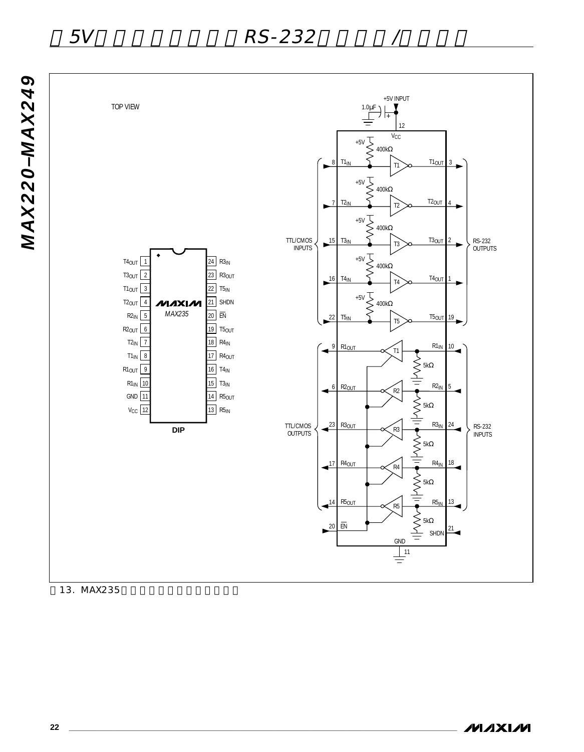TOP VIEW

| Pin | Name | Pin | Name |
|---|---|---|---|
| 1 | $T4_{OUT}$ | 24 | $R3_{IN}$ |
| 2 | $T3_{OUT}$ | 23 | $R3_{OUT}$ |
| 3 | $T1_{OUT}$ | 22 | $T5_{IN}$ |
| 4 | $T2_{OUT}$ | 21 | SHDN |
| 5 | $R2_{IN}$ | 20 | $\overline{EN}$ |
| 6 | $R2_{OUT}$ | 19 | $T5_{OUT}$ |
| 7 | $T2_{IN}$ | 18 | $R4_{IN}$ |
| 8 | $T1_{IN}$ | 17 | $R4_{OUT}$ |
| 9 | $R1_{OUT}$ | 16 | $T4_{IN}$ |
| 10 | $R1_{IN}$ | 15 | $T3_{IN}$ |
| 11 | GND | 14 | $R5_{OUT}$ |
| 12 | $V_{CC}$ | 13 | $R5_{IN}$ |

MAXIM MAX235

DIP

+5V INPUT, 1.0µF, $V_{CC}$ (12)

TTL/CMOS INPUTS → RS-232 OUTPUTS (T1–T5, each input with 400kΩ pull-up to +5V):
- 8 $T1_{IN}$ → T1 → $T1_{OUT}$ 3
- 7 $T2_{IN}$ → T2 → $T2_{OUT}$ 4
- 15 $T3_{IN}$ → T3 → $T3_{OUT}$ 2
- 16 $T4_{IN}$ → T4 → $T4_{OUT}$ 1
- 22 $T5_{IN}$ → T5 → $T5_{OUT}$ 19

RS-232 INPUTS → TTL/CMOS OUTPUTS (R1–R5, each input with 5kΩ to ground):
- 10 $R1_{IN}$ → R1 → $R1_{OUT}$ 9
- 5 $R2_{IN}$ → R2 → $R2_{OUT}$ 6
- 24 $R3_{IN}$ → R3 → $R3_{OUT}$ 23
- 18 $R4_{IN}$ → R4 → $R4_{OUT}$ 17
- 13 $R5_{IN}$ → R5 → $R5_{OUT}$ 14

20 $\overline{EN}$, 21 SHDN, GND 11

图13. MAX235引脚配置和典型工作电路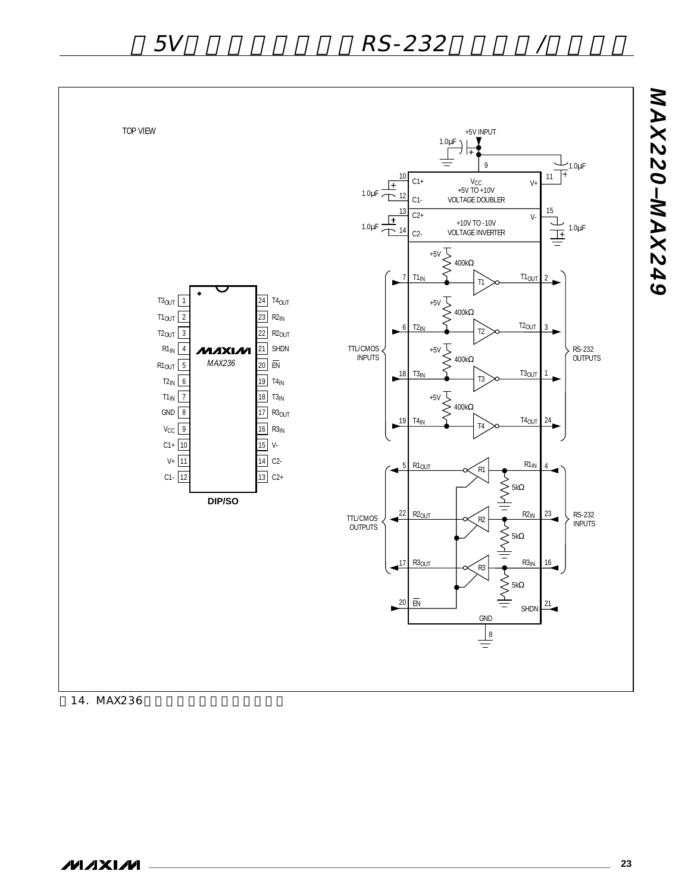TOP VIEW

| Pin | Name | Pin | Name |
| --- | --- | --- | --- |
| 1 | $T3_{OUT}$ | 24 | $T4_{OUT}$ |
| 2 | $T1_{OUT}$ | 23 | $R2_{IN}$ |
| 3 | $T2_{OUT}$ | 22 | $R2_{OUT}$ |
| 4 | $R1_{IN}$ | 21 | SHDN |
| 5 | $R1_{OUT}$ | 20 | $\overline{EN}$ |
| 6 | $T2_{IN}$ | 19 | $T4_{IN}$ |
| 7 | $T1_{IN}$ | 18 | $T3_{IN}$ |
| 8 | GND | 17 | $R3_{OUT}$ |
| 9 | $V_{CC}$ | 16 | $R3_{IN}$ |
| 10 | C1+ | 15 | V- |
| 11 | V+ | 14 | C2- |
| 12 | C1- | 13 | C2+ |

MAXIM MAX236

DIP/SO

+5V INPUT

1.0μF

9

1.0μF

10 C1+, 12 C1-: $V_{CC}$ +5V TO +10V VOLTAGE DOUBLER, V+ 11

13 C2+, 14 C2-: +10V TO -10V VOLTAGE INVERTER, V- 15

+5V, 400kΩ

TTL/CMOS INPUTS: 7 $T1_{IN}$ → T1 → $T1_{OUT}$ 2; 6 $T2_{IN}$ → T2 → $T2_{OUT}$ 3; 18 $T3_{IN}$ → T3 → $T3_{OUT}$ 1; 19 $T4_{IN}$ → T4 → $T4_{OUT}$ 24 (RS-232 OUTPUTS)

RS-232 INPUTS: 4 $R1_{IN}$ → R1 → $R1_{OUT}$ 5; 23 $R2_{IN}$ → R2 → $R2_{OUT}$ 22; 16 $R3_{IN}$ → R3 → $R3_{OUT}$ 17 (TTL/CMOS OUTPUTS), 5kΩ

20 $\overline{EN}$

21 SHDN

GND 8

图14. MAX236引脚配置及典型工作电路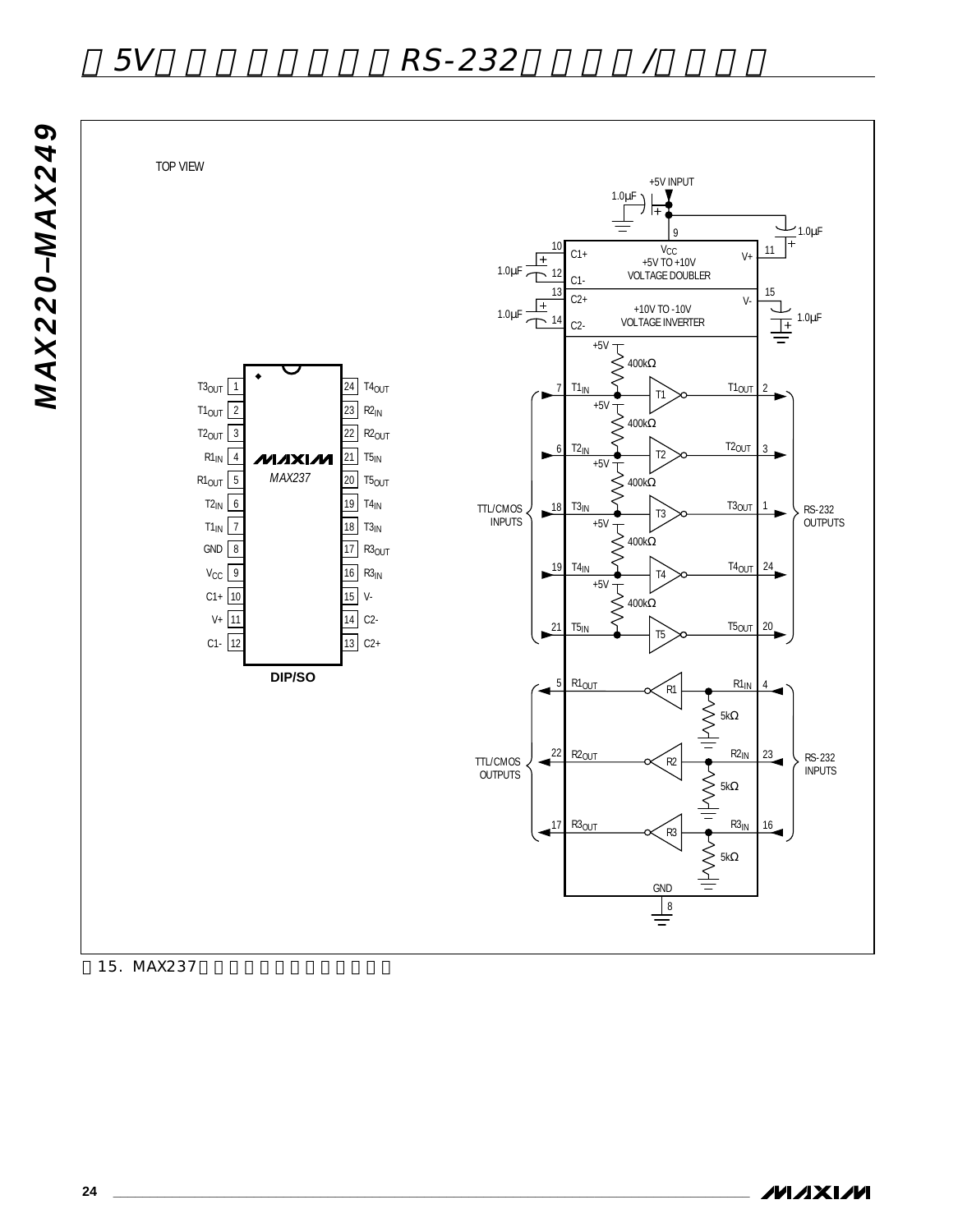TOP VIEW

| Pin | Name | | Pin | Name |
|---|---|---|---|---|
| 1 | $T3_{OUT}$ | | 24 | $T4_{OUT}$ |
| 2 | $T1_{OUT}$ | | 23 | $R2_{IN}$ |
| 3 | $T2_{OUT}$ | | 22 | $R2_{OUT}$ |
| 4 | $R1_{IN}$ | | 21 | $T5_{IN}$ |
| 5 | $R1_{OUT}$ | | 20 | $T5_{OUT}$ |
| 6 | $T2_{IN}$ | | 19 | $T4_{IN}$ |
| 7 | $T1_{IN}$ | | 18 | $T3_{IN}$ |
| 8 | GND | | 17 | $R3_{OUT}$ |
| 9 | $V_{CC}$ | | 16 | $R3_{IN}$ |
| 10 | C1+ | | 15 | V- |
| 11 | V+ | | 14 | C2- |
| 12 | C1- | | 13 | C2+ |

MAXIM MAX237

DIP/SO

+5V INPUT

1.0μF

$V_{CC}$ +5V TO +10V VOLTAGE DOUBLER

+10V TO -10V VOLTAGE INVERTER

400kΩ

5kΩ

TTL/CMOS INPUTS

RS-232 OUTPUTS

TTL/CMOS OUTPUTS

RS-232 INPUTS

图15. MAX237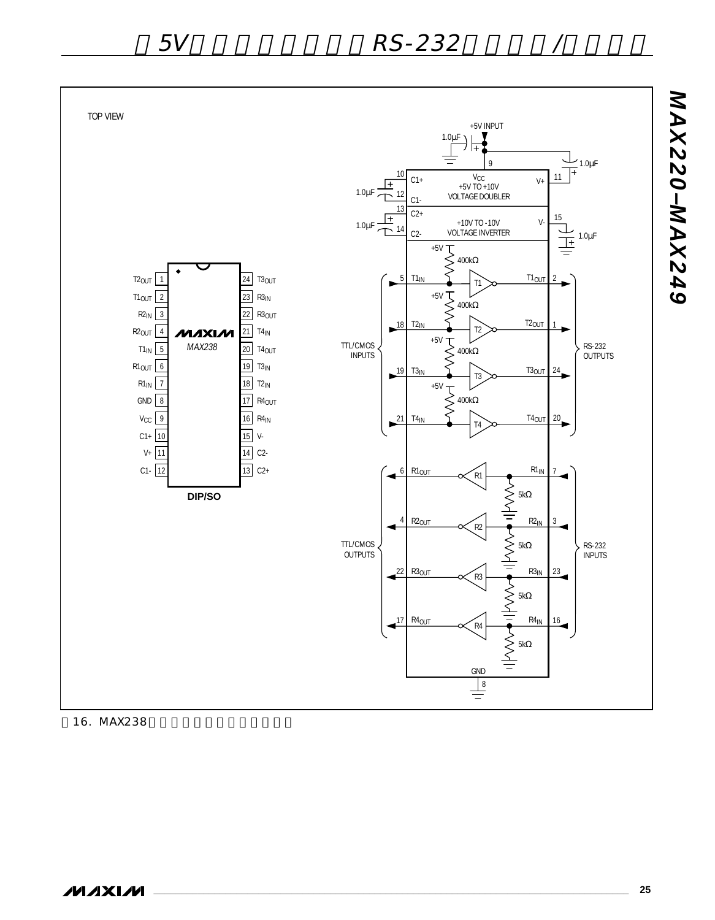TOP VIEW

| Pin | Name | Pin | Name |
| --- | --- | --- | --- |
| 1 | $T2_{OUT}$ | 24 | $T3_{OUT}$ |
| 2 | $T1_{OUT}$ | 23 | $R3_{IN}$ |
| 3 | $R2_{IN}$ | 22 | $R3_{OUT}$ |
| 4 | $R2_{OUT}$ | 21 | $T4_{IN}$ |
| 5 | $T1_{IN}$ | 20 | $T4_{OUT}$ |
| 6 | $R1_{OUT}$ | 19 | $T3_{IN}$ |
| 7 | $R1_{IN}$ | 18 | $T2_{IN}$ |
| 8 | GND | 17 | $R4_{OUT}$ |
| 9 | $V_{CC}$ | 16 | $R4_{IN}$ |
| 10 | C1+ | 15 | V- |
| 11 | V+ | 14 | C2- |
| 12 | C1- | 13 | C2+ |

MAX238

DIP/SO

+5V INPUT, 1.0µF, $V_{CC}$ +5V TO +10V VOLTAGE DOUBLER, +10V TO -10V VOLTAGE INVERTER, 400kΩ, 5kΩ, TTL/CMOS INPUTS, RS-232 OUTPUTS, TTL/CMOS OUTPUTS, RS-232 INPUTS, GND

图16. MAX238引脚配置及典型工作电路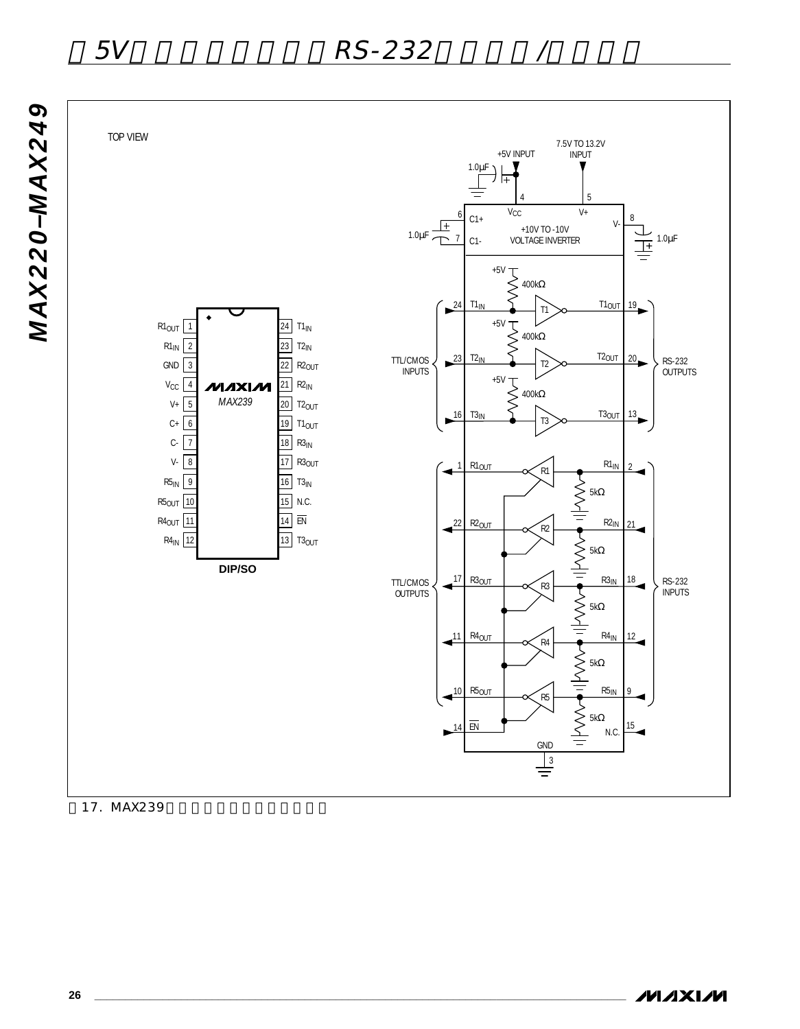TOP VIEW

| Pin | Name | Pin | Name |
|---|---|---|---|
| 1 | $R1_{OUT}$ | 24 | $T1_{IN}$ |
| 2 | $R1_{IN}$ | 23 | $T2_{IN}$ |
| 3 | GND | 22 | $R2_{OUT}$ |
| 4 | $V_{CC}$ | 21 | $R2_{IN}$ |
| 5 | V+ | 20 | $T2_{OUT}$ |
| 6 | C+ | 19 | $T1_{OUT}$ |
| 7 | C- | 18 | $R3_{IN}$ |
| 8 | V- | 17 | $R3_{OUT}$ |
| 9 | $R5_{IN}$ | 16 | $T3_{IN}$ |
| 10 | $R5_{OUT}$ | 15 | N.C. |
| 11 | $R4_{OUT}$ | 14 | $\overline{EN}$ |
| 12 | $R4_{IN}$ | 13 | $T3_{OUT}$ |

MAXIM MAX239

**DIP/SO**

图17. MAX239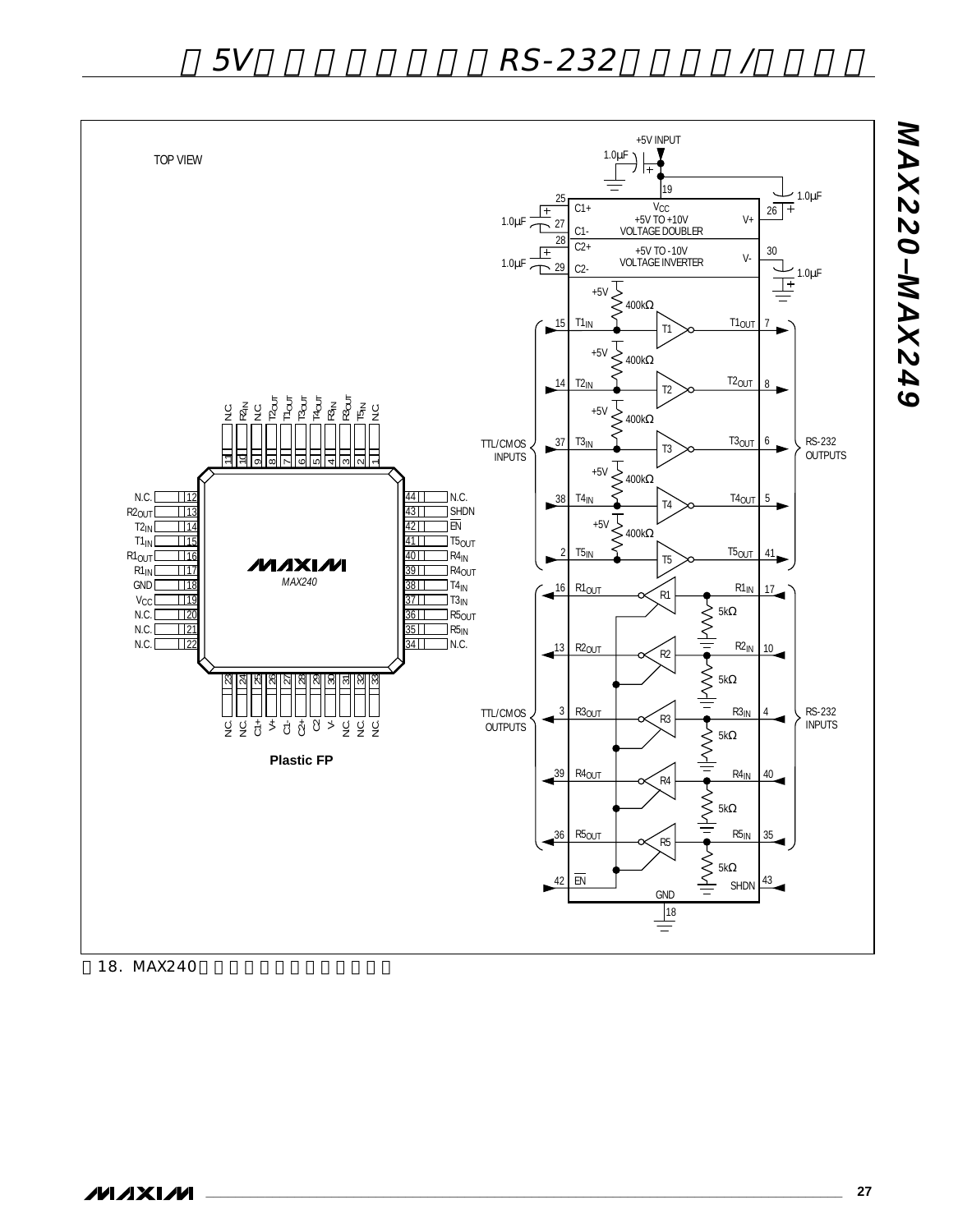TOP VIEW

Plastic FP

图18. MAX240引脚配置和典型工作电路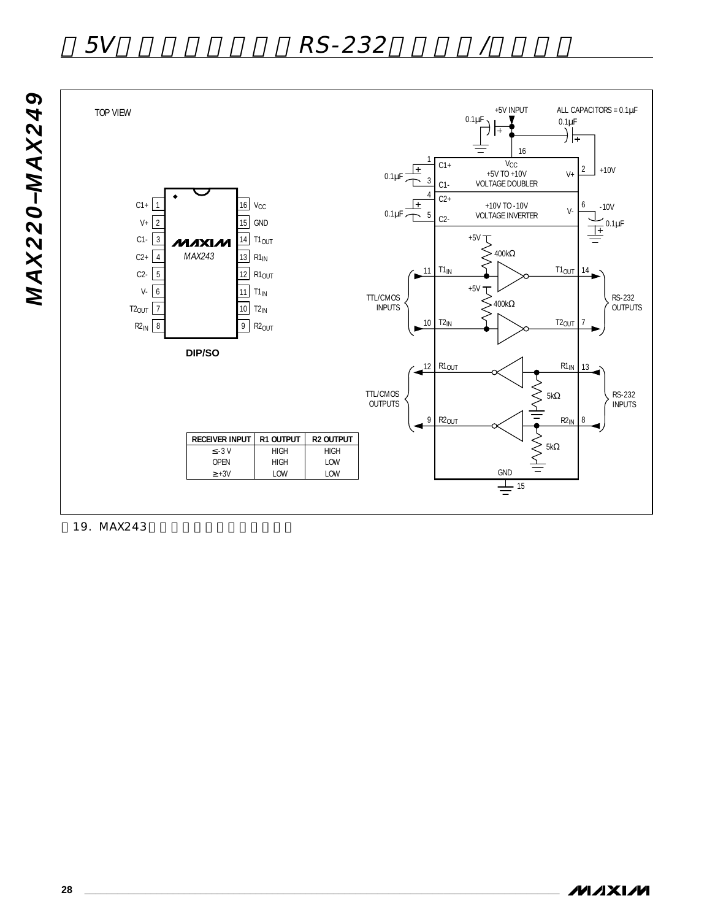TOP VIEW

| RECEIVER INPUT | R1 OUTPUT | R2 OUTPUT |
|---|---|---|
| ≤-3 V | HIGH | HIGH |
| OPEN | HIGH | LOW |
| ≥+3V | LOW | LOW |

图19. MAX243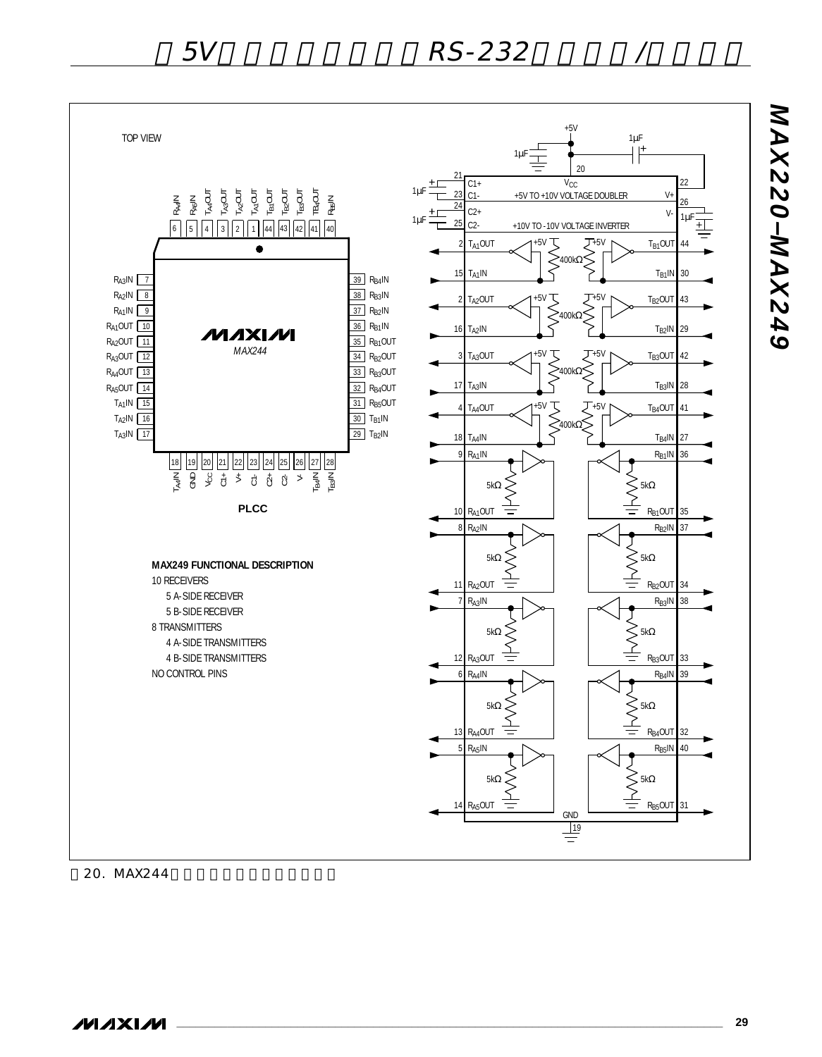TOP VIEW

PLCC

MAX244

MAX249 FUNCTIONAL DESCRIPTION

10 RECEIVERS

- 5 A-SIDE RECEIVER
- 5 B-SIDE RECEIVER

8 TRANSMITTERS

- 4 A-SIDE TRANSMITTERS
- 4 B-SIDE TRANSMITTERS

NO CONTROL PINS

图20. MAX244引脚配置和典型工作电路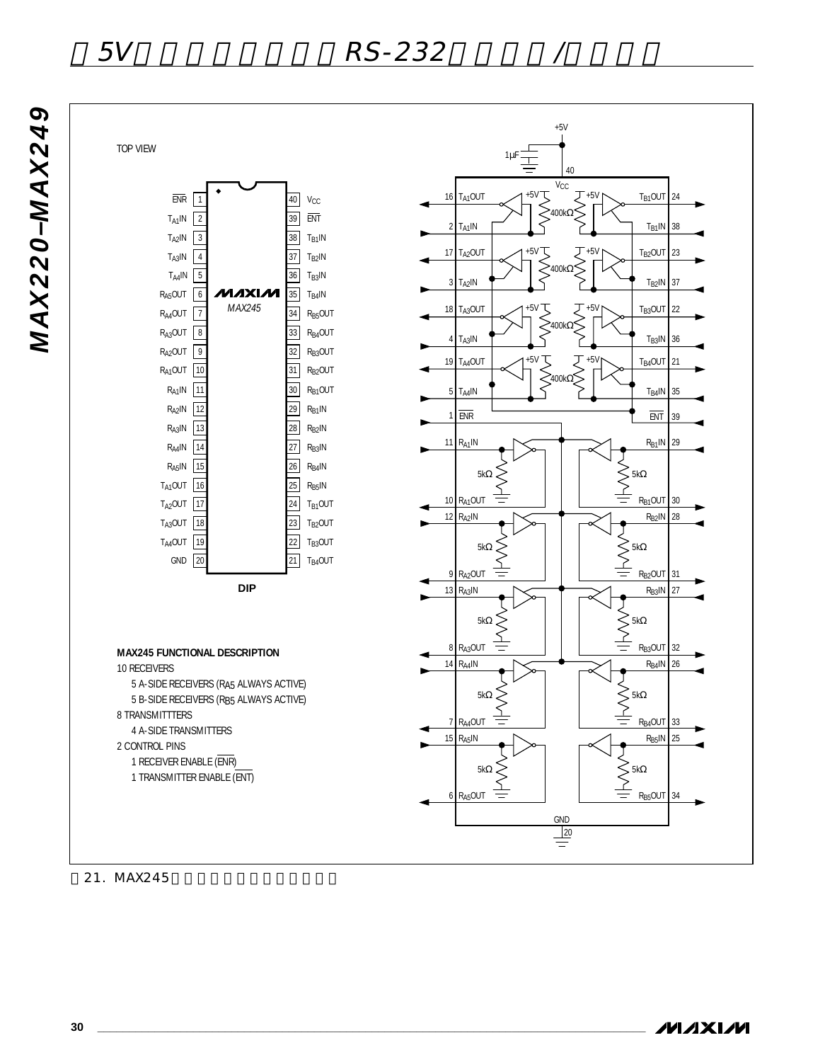TOP VIEW

DIP

**MAX245 FUNCTIONAL DESCRIPTION**

10 RECEIVERS

- 5 A-SIDE RECEIVERS ($R_{A5}$ ALWAYS ACTIVE)
- 5 B-SIDE RECEIVERS ($R_{B5}$ ALWAYS ACTIVE)

8 TRANSMITTTERS

- 4 A-SIDE TRANSMITTERS

2 CONTROL PINS

- 1 RECEIVER ENABLE ($\overline{ENR}$)
- 1 TRANSMITTER ENABLE ($\overline{ENT}$)

| Pin | Name | Pin | Name |
|---|---|---|---|
| 1 | $\overline{ENR}$ | 40 | $V_{CC}$ |
| 2 | $T_{A1}IN$ | 39 | $\overline{ENT}$ |
| 3 | $T_{A2}IN$ | 38 | $T_{B1}IN$ |
| 4 | $T_{A3}IN$ | 37 | $T_{B2}IN$ |
| 5 | $T_{A4}IN$ | 36 | $T_{B3}IN$ |
| 6 | $R_{A5}OUT$ | 35 | $T_{B4}IN$ |
| 7 | $R_{A4}OUT$ | 34 | $R_{B5}OUT$ |
| 8 | $R_{A3}OUT$ | 33 | $R_{B4}OUT$ |
| 9 | $R_{A2}OUT$ | 32 | $R_{B3}OUT$ |
| 10 | $R_{A1}OUT$ | 31 | $R_{B2}OUT$ |
| 11 | $R_{A1}IN$ | 30 | $R_{B1}OUT$ |
| 12 | $R_{A2}IN$ | 29 | $R_{B1}IN$ |
| 13 | $R_{A3}IN$ | 28 | $R_{B2}IN$ |
| 14 | $R_{A4}IN$ | 27 | $R_{B3}IN$ |
| 15 | $R_{A5}IN$ | 26 | $R_{B4}IN$ |
| 16 | $T_{A1}OUT$ | 25 | $R_{B5}IN$ |
| 17 | $T_{A2}OUT$ | 24 | $T_{B1}OUT$ |
| 18 | $T_{A3}OUT$ | 23 | $T_{B2}OUT$ |
| 19 | $T_{A4}OUT$ | 22 | $T_{B3}OUT$ |
| 20 | GND | 21 | $T_{B4}OUT$ |

图21. MAX245引脚配置及典型工作电路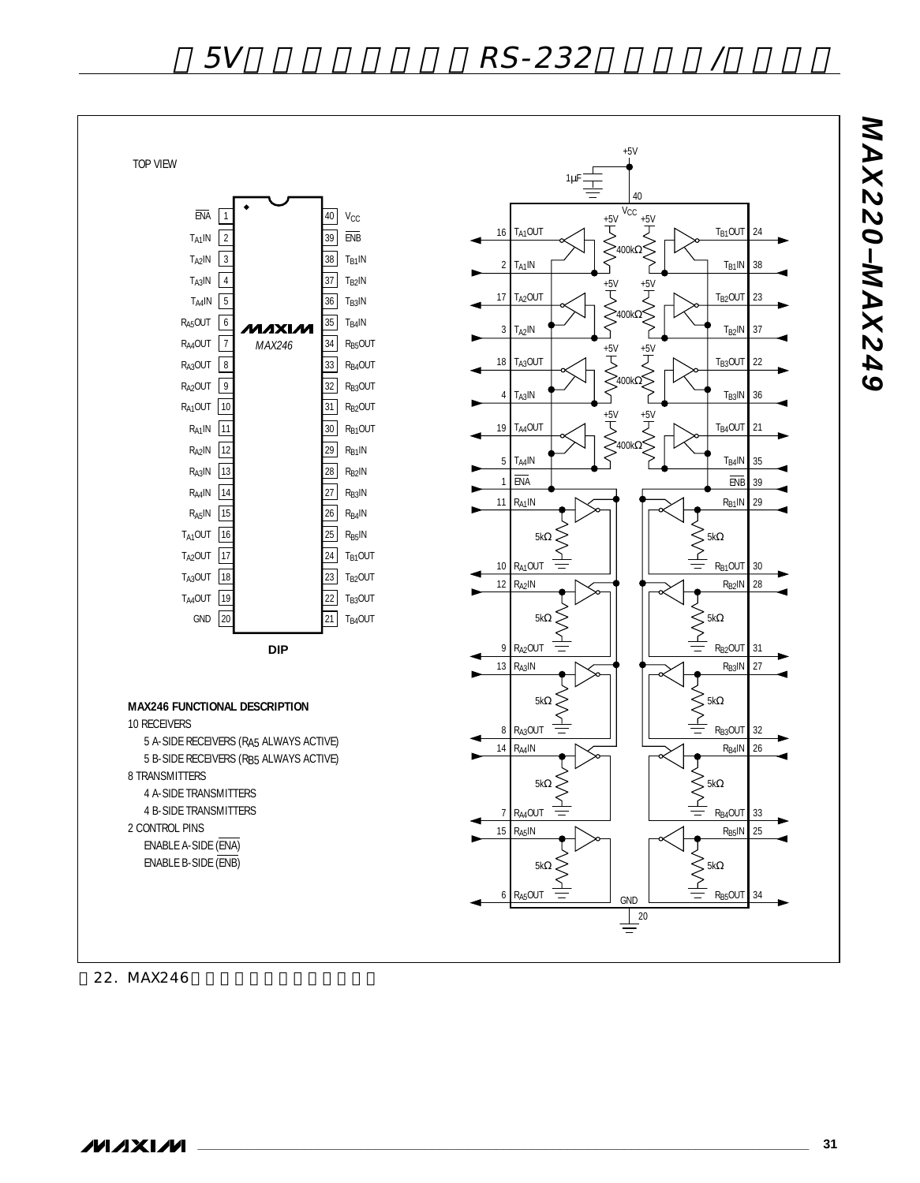TOP VIEW

| Pin | Name | Pin | Name |
|---|---|---|---|
| 1 | $\overline{ENA}$ | 40 | $V_{CC}$ |
| 2 | $T_{A1}IN$ | 39 | $\overline{ENB}$ |
| 3 | $T_{A2}IN$ | 38 | $T_{B1}IN$ |
| 4 | $T_{A3}IN$ | 37 | $T_{B2}IN$ |
| 5 | $T_{A4}IN$ | 36 | $T_{B3}IN$ |
| 6 | $R_{A5}OUT$ | 35 | $T_{B4}IN$ |
| 7 | $R_{A4}OUT$ | 34 | $R_{B5}OUT$ |
| 8 | $R_{A3}OUT$ | 33 | $R_{B4}OUT$ |
| 9 | $R_{A2}OUT$ | 32 | $R_{B3}OUT$ |
| 10 | $R_{A1}OUT$ | 31 | $R_{B2}OUT$ |
| 11 | $R_{A1}IN$ | 30 | $R_{B1}OUT$ |
| 12 | $R_{A2}IN$ | 29 | $R_{B1}IN$ |
| 13 | $R_{A3}IN$ | 28 | $R_{B2}IN$ |
| 14 | $R_{A4}IN$ | 27 | $R_{B3}IN$ |
| 15 | $R_{A5}IN$ | 26 | $R_{B4}IN$ |
| 16 | $T_{A1}OUT$ | 25 | $R_{B5}IN$ |
| 17 | $T_{A2}OUT$ | 24 | $T_{B1}OUT$ |
| 18 | $T_{A3}OUT$ | 23 | $T_{B2}OUT$ |
| 19 | $T_{A4}OUT$ | 22 | $T_{B3}OUT$ |
| 20 | GND | 21 | $T_{B4}OUT$ |

MAXIM MAX246

DIP

**MAX246 FUNCTIONAL DESCRIPTION**

10 RECEIVERS
- 5 A-SIDE RECEIVERS ($R_{A5}$ ALWAYS ACTIVE)
- 5 B-SIDE RECEIVERS ($R_{B5}$ ALWAYS ACTIVE)

8 TRANSMITTERS
- 4 A-SIDE TRANSMITTERS
- 4 B-SIDE TRANSMITTERS

2 CONTROL PINS
- ENABLE A-SIDE ($\overline{ENA}$)
- ENABLE B-SIDE ($\overline{ENB}$)

图22. MAX246引脚配置及典型工作电路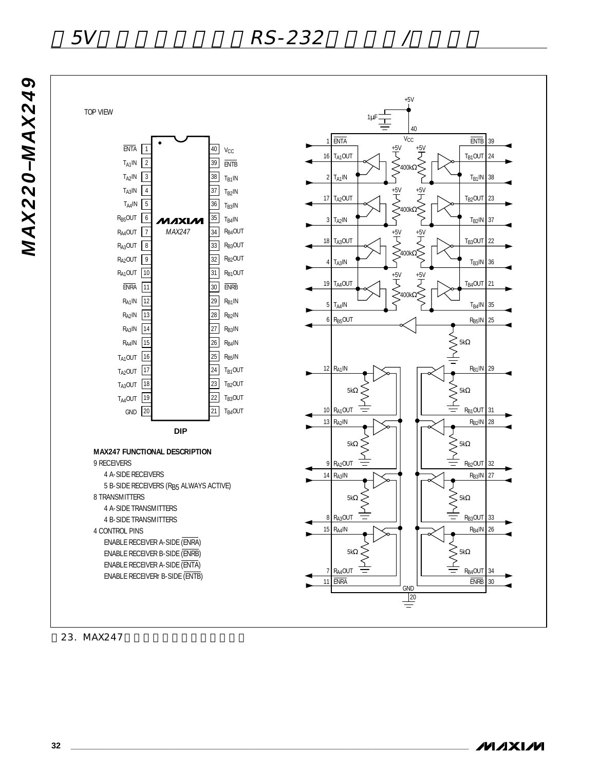TOP VIEW

| Pin | Name | Pin | Name |
|---|---|---|---|
| 1 | $\overline{ENTA}$ | 40 | $V_{CC}$ |
| 2 | $T_{A1}IN$ | 39 | $\overline{ENTB}$ |
| 3 | $T_{A2}IN$ | 38 | $T_{B1}IN$ |
| 4 | $T_{A3}IN$ | 37 | $T_{B2}IN$ |
| 5 | $T_{A4}IN$ | 36 | $T_{B3}IN$ |
| 6 | $R_{B5}OUT$ | 35 | $T_{B4}IN$ |
| 7 | $R_{A4}OUT$ | 34 | $R_{B4}OUT$ |
| 8 | $R_{A3}OUT$ | 33 | $R_{B3}OUT$ |
| 9 | $R_{A2}OUT$ | 32 | $R_{B2}OUT$ |
| 10 | $R_{A1}OUT$ | 31 | $R_{B1}OUT$ |
| 11 | $\overline{ENRA}$ | 30 | $\overline{ENRB}$ |
| 12 | $R_{A1}IN$ | 29 | $R_{B1}IN$ |
| 13 | $R_{A2}IN$ | 28 | $R_{B2}IN$ |
| 14 | $R_{A3}IN$ | 27 | $R_{B3}IN$ |
| 15 | $R_{A4}IN$ | 26 | $R_{B4}IN$ |
| 16 | $T_{A1}OUT$ | 25 | $R_{B5}IN$ |
| 17 | $T_{A2}OUT$ | 24 | $T_{B1}OUT$ |
| 18 | $T_{A3}OUT$ | 23 | $T_{B2}OUT$ |
| 19 | $T_{A4}OUT$ | 22 | $T_{B3}OUT$ |
| 20 | GND | 21 | $T_{B4}OUT$ |

MAXIM MAX247

DIP

**MAX247 FUNCTIONAL DESCRIPTION**

9 RECEIVERS
- 4 A-SIDE RECEIVERS
- 5 B-SIDE RECEIVERS ($R_{B5}$ ALWAYS ACTIVE)

8 TRANSMITTERS
- 4 A-SIDE TRANSMITTERS
- 4 B-SIDE TRANSMITTERS

4 CONTROL PINS
- ENABLE RECEIVER A-SIDE ($\overline{ENRA}$)
- ENABLE RECEIVER B-SIDE ($\overline{ENRB}$)
- ENABLE RECEIVER A-SIDE ($\overline{ENTA}$)
- ENABLE RECEIVERr B-SIDE ($\overline{ENTB}$)

+5V, 1µF, 40 $V_{CC}$, +5V, 400kΩ, 5kΩ, GND 20

图23. MAX247引脚配置和典型工作电路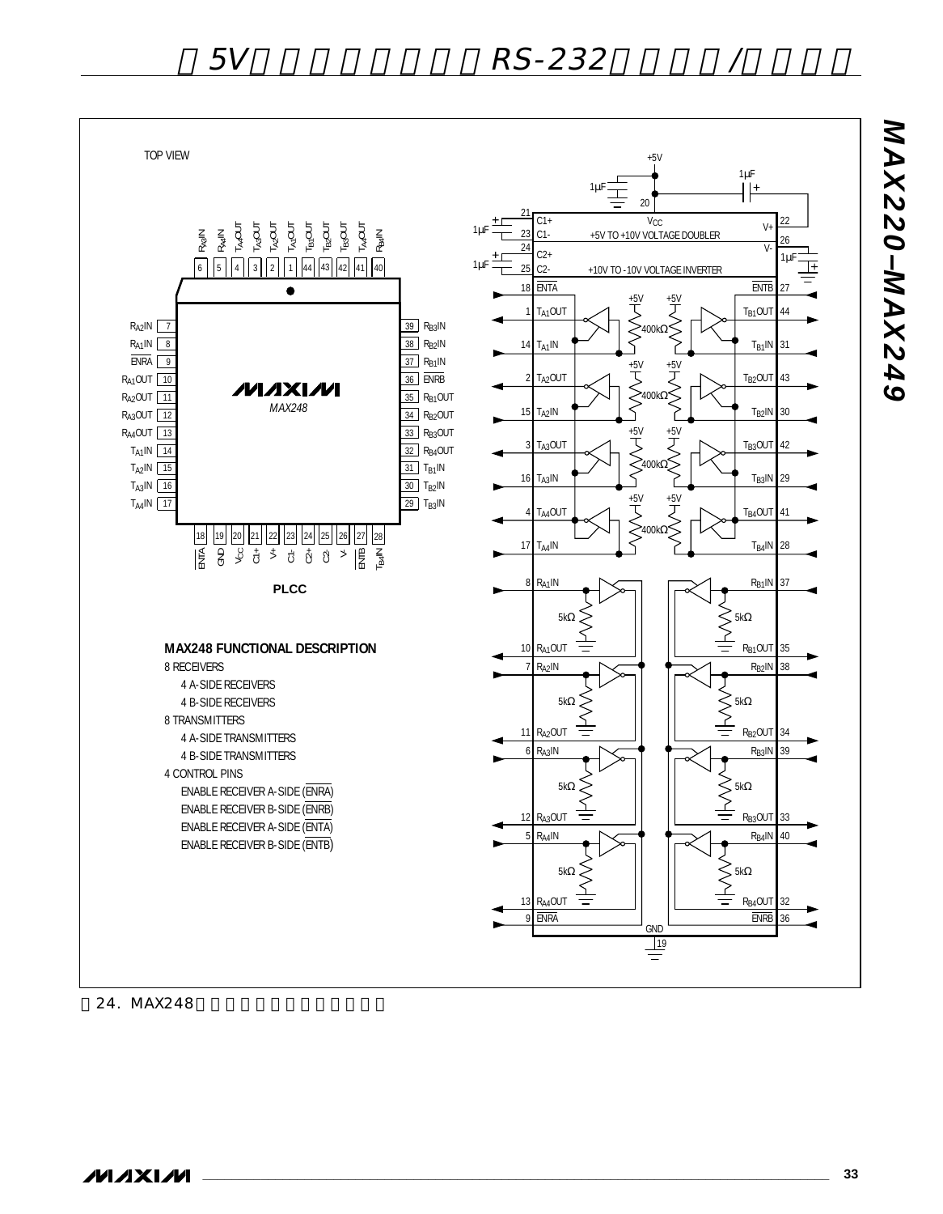TOP VIEW

PLCC

MAX248

**MAX248 FUNCTIONAL DESCRIPTION**

8 RECEIVERS
- 4 A-SIDE RECEIVERS
- 4 B-SIDE RECEIVERS

8 TRANSMITTERS
- 4 A-SIDE TRANSMITTERS
- 4 B-SIDE TRANSMITTERS

4 CONTROL PINS
- ENABLE RECEIVER A-SIDE ($\overline{ENRA}$)
- ENABLE RECEIVER B-SIDE ($\overline{ENRB}$)
- ENABLE RECEIVER A-SIDE ($\overline{ENTA}$)
- ENABLE RECEIVER B-SIDE ($\overline{ENTB}$)

图24. MAX248引脚配置与典型工作电路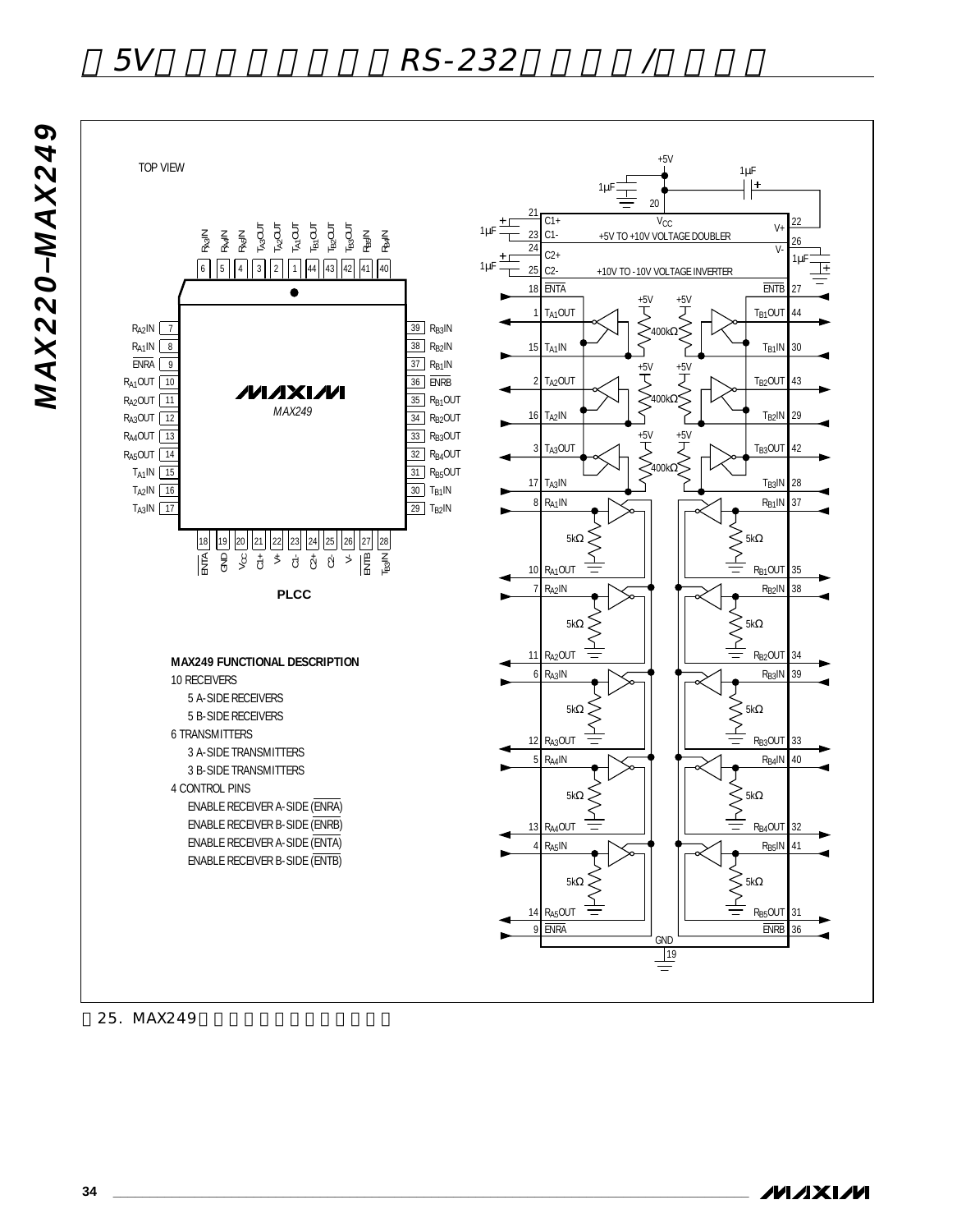TOP VIEW

PLCC

MAX249 FUNCTIONAL DESCRIPTION

10 RECEIVERS

- 5 A-SIDE RECEIVERS
- 5 B-SIDE RECEIVERS

6 TRANSMITTERS

- 3 A-SIDE TRANSMITTERS
- 3 B-SIDE TRANSMITTERS

4 CONTROL PINS

- ENABLE RECEIVER A-SIDE (ENRA)
- ENABLE RECEIVER B-SIDE (ENRB)
- ENABLE RECEIVER A-SIDE (ENTA)
- ENABLE RECEIVER B-SIDE (ENTB)

图25. MAX249引脚配置和典型工作电路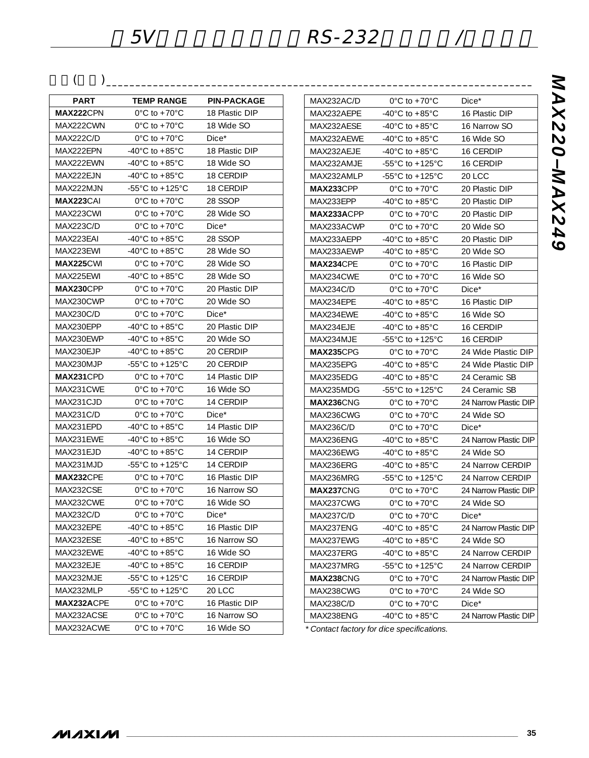| PART | TEMP RANGE | PIN-PACKAGE |
|---|---|---|
| **MAX222**CPN | 0°C to +70°C | 18 Plastic DIP |
| MAX222CWN | 0°C to +70°C | 18 Wide SO |
| MAX222C/D | 0°C to +70°C | Dice* |
| MAX222EPN | -40°C to +85°C | 18 Plastic DIP |
| MAX222EWN | -40°C to +85°C | 18 Wide SO |
| MAX222EJN | -40°C to +85°C | 18 CERDIP |
| MAX222MJN | -55°C to +125°C | 18 CERDIP |
| **MAX223**CAI | 0°C to +70°C | 28 SSOP |
| MAX223CWI | 0°C to +70°C | 28 Wide SO |
| MAX223C/D | 0°C to +70°C | Dice* |
| MAX223EAI | -40°C to +85°C | 28 SSOP |
| MAX223EWI | -40°C to +85°C | 28 Wide SO |
| **MAX225**CWI | 0°C to +70°C | 28 Wide SO |
| MAX225EWI | -40°C to +85°C | 28 Wide SO |
| **MAX230**CPP | 0°C to +70°C | 20 Plastic DIP |
| MAX230CWP | 0°C to +70°C | 20 Wide SO |
| MAX230C/D | 0°C to +70°C | Dice* |
| MAX230EPP | -40°C to +85°C | 20 Plastic DIP |
| MAX230EWP | -40°C to +85°C | 20 Wide SO |
| MAX230EJP | -40°C to +85°C | 20 CERDIP |
| MAX230MJP | -55°C to +125°C | 20 CERDIP |
| **MAX231**CPD | 0°C to +70°C | 14 Plastic DIP |
| MAX231CWE | 0°C to +70°C | 16 Wide SO |
| MAX231CJD | 0°C to +70°C | 14 CERDIP |
| MAX231C/D | 0°C to +70°C | Dice* |
| MAX231EPD | -40°C to +85°C | 14 Plastic DIP |
| MAX231EWE | -40°C to +85°C | 16 Wide SO |
| MAX231EJD | -40°C to +85°C | 14 CERDIP |
| MAX231MJD | -55°C to +125°C | 14 CERDIP |
| **MAX232**CPE | 0°C to +70°C | 16 Plastic DIP |
| MAX232CSE | 0°C to +70°C | 16 Narrow SO |
| MAX232CWE | 0°C to +70°C | 16 Wide SO |
| MAX232C/D | 0°C to +70°C | Dice* |
| MAX232EPE | -40°C to +85°C | 16 Plastic DIP |
| MAX232ESE | -40°C to +85°C | 16 Narrow SO |
| MAX232EWE | -40°C to +85°C | 16 Wide SO |
| MAX232EJE | -40°C to +85°C | 16 CERDIP |
| MAX232MJE | -55°C to +125°C | 16 CERDIP |
| MAX232MLP | -55°C to +125°C | 20 LCC |
| **MAX232A**CPE | 0°C to +70°C | 16 Plastic DIP |
| MAX232ACSE | 0°C to +70°C | 16 Narrow SO |
| MAX232ACWE | 0°C to +70°C | 16 Wide SO |
| MAX232AC/D | 0°C to +70°C | Dice* |
| MAX232AEPE | -40°C to +85°C | 16 Plastic DIP |
| MAX232AESE | -40°C to +85°C | 16 Narrow SO |
| MAX232AEWE | -40°C to +85°C | 16 Wide SO |
| MAX232AEJE | -40°C to +85°C | 16 CERDIP |
| MAX232AMJE | -55°C to +125°C | 16 CERDIP |
| MAX232AMLP | -55°C to +125°C | 20 LCC |
| **MAX233**CPP | 0°C to +70°C | 20 Plastic DIP |
| MAX233EPP | -40°C to +85°C | 20 Plastic DIP |
| **MAX233A**CPP | 0°C to +70°C | 20 Plastic DIP |
| MAX233ACWP | 0°C to +70°C | 20 Wide SO |
| MAX233AEPP | -40°C to +85°C | 20 Plastic DIP |
| MAX233AEWP | -40°C to +85°C | 20 Wide SO |
| **MAX234**CPE | 0°C to +70°C | 16 Plastic DIP |
| MAX234CWE | 0°C to +70°C | 16 Wide SO |
| MAX234C/D | 0°C to +70°C | Dice* |
| MAX234EPE | -40°C to +85°C | 16 Plastic DIP |
| MAX234EWE | -40°C to +85°C | 16 Wide SO |
| MAX234EJE | -40°C to +85°C | 16 CERDIP |
| MAX234MJE | -55°C to +125°C | 16 CERDIP |
| **MAX235**CPG | 0°C to +70°C | 24 Wide Plastic DIP |
| MAX235EPG | -40°C to +85°C | 24 Wide Plastic DIP |
| MAX235EDG | -40°C to +85°C | 24 Ceramic SB |
| MAX235MDG | -55°C to +125°C | 24 Ceramic SB |
| **MAX236**CNG | 0°C to +70°C | 24 Narrow Plastic DIP |
| MAX236CWG | 0°C to +70°C | 24 Wide SO |
| MAX236C/D | 0°C to +70°C | Dice* |
| MAX236ENG | -40°C to +85°C | 24 Narrow Plastic DIP |
| MAX236EWG | -40°C to +85°C | 24 Wide SO |
| MAX236ERG | -40°C to +85°C | 24 Narrow CERDIP |
| MAX236MRG | -55°C to +125°C | 24 Narrow CERDIP |
| **MAX237**CNG | 0°C to +70°C | 24 Narrow Plastic DIP |
| MAX237CWG | 0°C to +70°C | 24 Wide SO |
| MAX237C/D | 0°C to +70°C | Dice* |
| MAX237ENG | -40°C to +85°C | 24 Narrow Plastic DIP |
| MAX237EWG | -40°C to +85°C | 24 Wide SO |
| MAX237ERG | -40°C to +85°C | 24 Narrow CERDIP |
| MAX237MRG | -55°C to +125°C | 24 Narrow CERDIP |
| **MAX238**CNG | 0°C to +70°C | 24 Narrow Plastic DIP |
| MAX238CWG | 0°C to +70°C | 24 Wide SO |
| MAX238C/D | 0°C to +70°C | Dice* |
| MAX238ENG | -40°C to +85°C | 24 Narrow Plastic DIP |

*\* Contact factory for dice specifications.*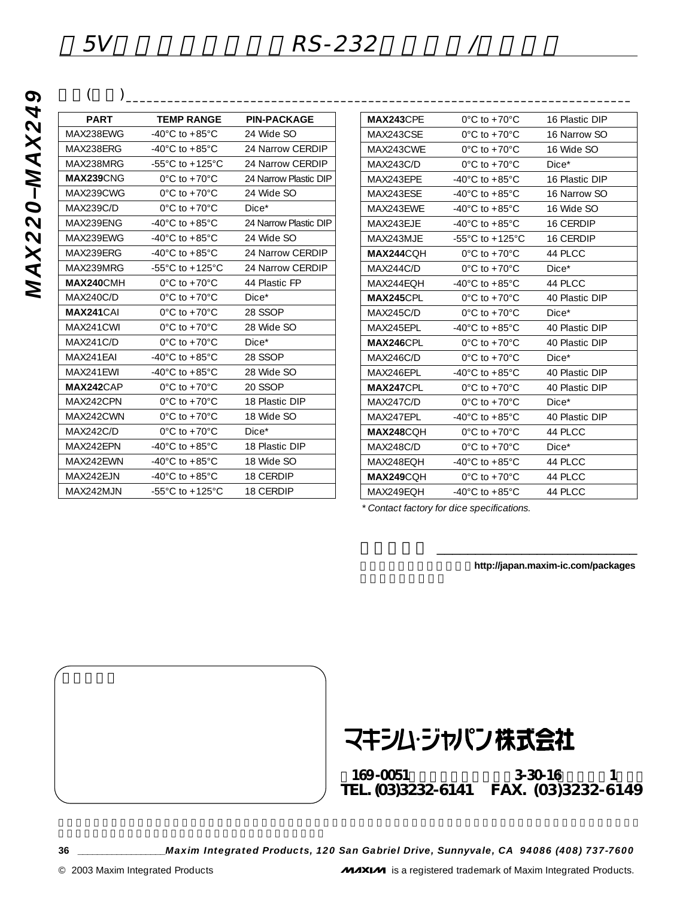型番(続き)

| PART | TEMP RANGE | PIN-PACKAGE |
|---|---|---|
| MAX238EWG | -40°C to +85°C | 24 Wide SO |
| MAX238ERG | -40°C to +85°C | 24 Narrow CERDIP |
| MAX238MRG | -55°C to +125°C | 24 Narrow CERDIP |
| **MAX239**CNG | 0°C to +70°C | 24 Narrow Plastic DIP |
| MAX239CWG | 0°C to +70°C | 24 Wide SO |
| MAX239C/D | 0°C to +70°C | Dice* |
| MAX239ENG | -40°C to +85°C | 24 Narrow Plastic DIP |
| MAX239EWG | -40°C to +85°C | 24 Wide SO |
| MAX239ERG | -40°C to +85°C | 24 Narrow CERDIP |
| MAX239MRG | -55°C to +125°C | 24 Narrow CERDIP |
| **MAX240**CMH | 0°C to +70°C | 44 Plastic FP |
| MAX240C/D | 0°C to +70°C | Dice* |
| **MAX241**CAI | 0°C to +70°C | 28 SSOP |
| MAX241CWI | 0°C to +70°C | 28 Wide SO |
| MAX241C/D | 0°C to +70°C | Dice* |
| MAX241EAI | -40°C to +85°C | 28 SSOP |
| MAX241EWI | -40°C to +85°C | 28 Wide SO |
| **MAX242**CAP | 0°C to +70°C | 20 SSOP |
| MAX242CPN | 0°C to +70°C | 18 Plastic DIP |
| MAX242CWN | 0°C to +70°C | 18 Wide SO |
| MAX242C/D | 0°C to +70°C | Dice* |
| MAX242EPN | -40°C to +85°C | 18 Plastic DIP |
| MAX242EWN | -40°C to +85°C | 18 Wide SO |
| MAX242EJN | -40°C to +85°C | 18 CERDIP |
| MAX242MJN | -55°C to +125°C | 18 CERDIP |
| **MAX243**CPE | 0°C to +70°C | 16 Plastic DIP |
| MAX243CSE | 0°C to +70°C | 16 Narrow SO |
| MAX243CWE | 0°C to +70°C | 16 Wide SO |
| MAX243C/D | 0°C to +70°C | Dice* |
| MAX243EPE | -40°C to +85°C | 16 Plastic DIP |
| MAX243ESE | -40°C to +85°C | 16 Narrow SO |
| MAX243EWE | -40°C to +85°C | 16 Wide SO |
| MAX243EJE | -40°C to +85°C | 16 CERDIP |
| MAX243MJE | -55°C to +125°C | 16 CERDIP |
| **MAX244**CQH | 0°C to +70°C | 44 PLCC |
| MAX244C/D | 0°C to +70°C | Dice* |
| MAX244EQH | -40°C to +85°C | 44 PLCC |
| **MAX245**CPL | 0°C to +70°C | 40 Plastic DIP |
| MAX245C/D | 0°C to +70°C | Dice* |
| MAX245EPL | -40°C to +85°C | 40 Plastic DIP |
| **MAX246**CPL | 0°C to +70°C | 40 Plastic DIP |
| MAX246C/D | 0°C to +70°C | Dice* |
| MAX246EPL | -40°C to +85°C | 40 Plastic DIP |
| **MAX247**CPL | 0°C to +70°C | 40 Plastic DIP |
| MAX247C/D | 0°C to +70°C | Dice* |
| MAX247EPL | -40°C to +85°C | 40 Plastic DIP |
| **MAX248**CQH | 0°C to +70°C | 44 PLCC |
| MAX248C/D | 0°C to +70°C | Dice* |
| MAX248EQH | -40°C to +85°C | 44 PLCC |
| **MAX249**CQH | 0°C to +70°C | 44 PLCC |
| MAX249EQH | -40°C to +85°C | 44 PLCC |

*\* Contact factory for dice specifications.*

## パッケージ

パッケージの詳細については、**http://japan.maxim-ic.com/packages** をご参照ください。

販売代理店

マキシム・ジャパン株式会社

〒169-0051 東京都新宿区西早稲田3-30-16(ホリゾン1ビル)
TEL. (03)3232-6141　FAX. (03)3232-6149

マキシムは完全にマキシム製品に組込まれた回路以外の回路の使用について一切責任を負いかねます。回路特許ライセンスは明言されていません。マキシムは随時予告なく回路及び仕様を変更する権利を保留します。

*Maxim Integrated Products, 120 San Gabriel Drive, Sunnyvale, CA 94086 (408) 737-7600*

© 2003 Maxim Integrated Products　　MAXIM is a registered trademark of Maxim Integrated Products.